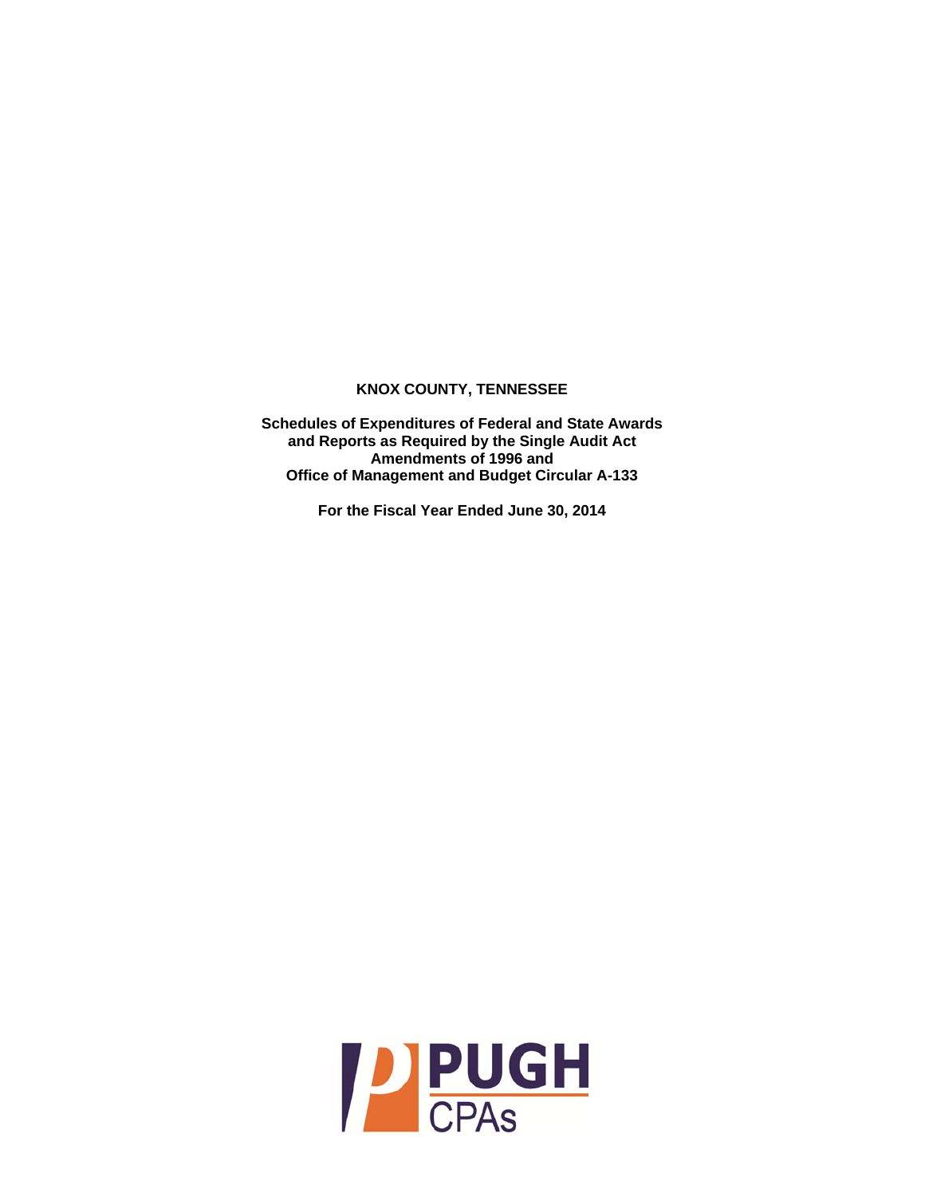# KNOX COUNTY, TENNESSEE

**Schedules of Expenditures of Federal and State Awards and Reports as Required by the Single Audit Act Amendments of 1996 and Office of Management and Budget Circular A-133**

**For the Fiscal Year Ended June 30, 2014**

PUGH CPAs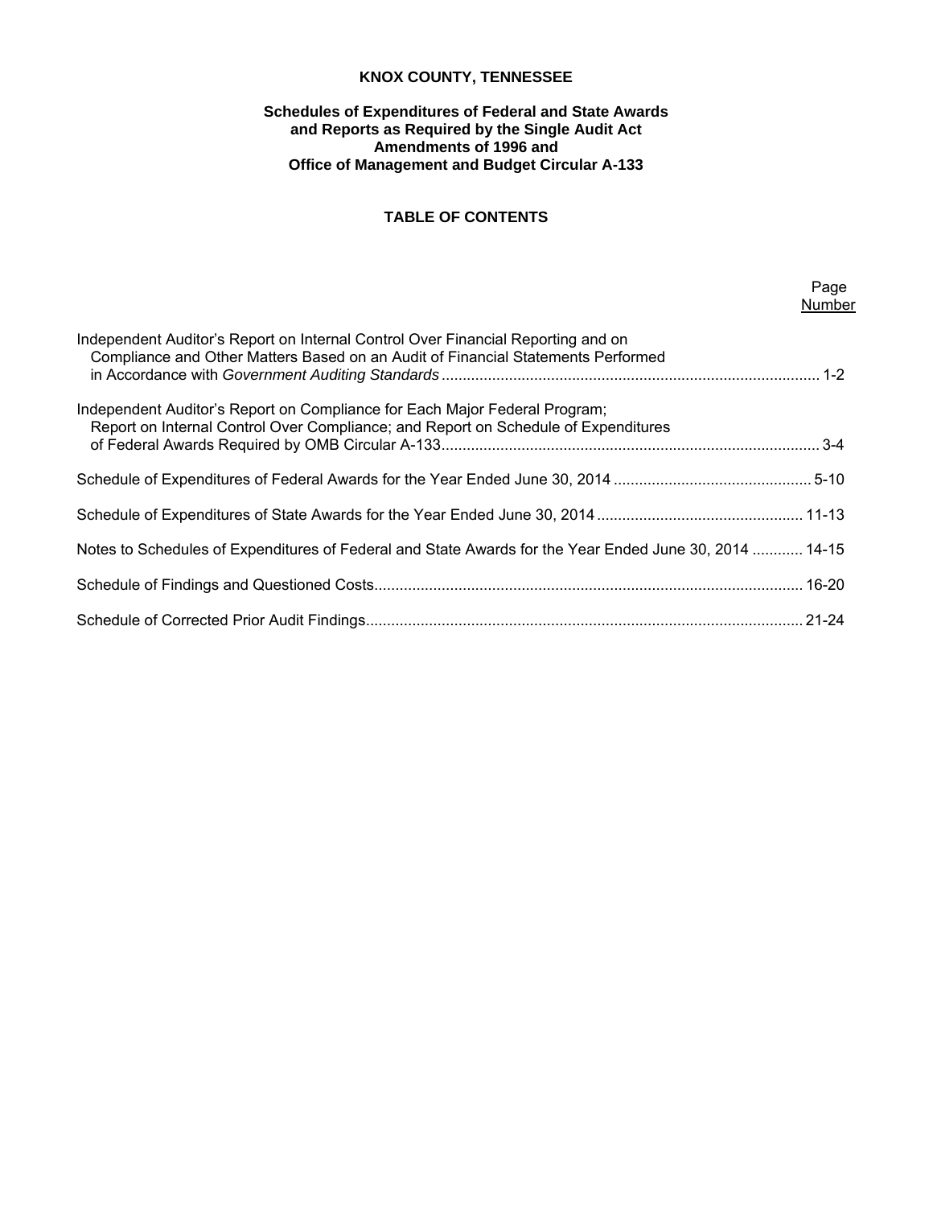# KNOX COUNTY, TENNESSEE

## Schedules of Expenditures of Federal and State Awards and Reports as Required by the Single Audit Act Amendments of 1996 and Office of Management and Budget Circular A-133

## TABLE OF CONTENTS

| | Page Number |
|---|---|
| Independent Auditor's Report on Internal Control Over Financial Reporting and on Compliance and Other Matters Based on an Audit of Financial Statements Performed in Accordance with *Government Auditing Standards* | 1-2 |
| Independent Auditor's Report on Compliance for Each Major Federal Program; Report on Internal Control Over Compliance; and Report on Schedule of Expenditures of Federal Awards Required by OMB Circular A-133 | 3-4 |
| Schedule of Expenditures of Federal Awards for the Year Ended June 30, 2014 | 5-10 |
| Schedule of Expenditures of State Awards for the Year Ended June 30, 2014 | 11-13 |
| Notes to Schedules of Expenditures of Federal and State Awards for the Year Ended June 30, 2014 | 14-15 |
| Schedule of Findings and Questioned Costs | 16-20 |
| Schedule of Corrected Prior Audit Findings | 21-24 |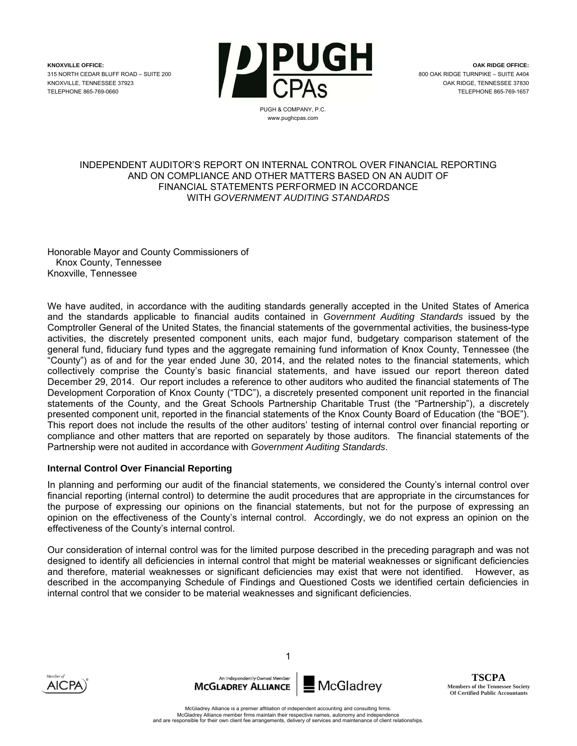KNOXVILLE OFFICE:
315 NORTH CEDAR BLUFF ROAD – SUITE 200
KNOXVILLE, TENNESSEE 37923
TELEPHONE 865-769-0660

PUGH CPAs
PUGH & COMPANY, P.C.
www.pughcpas.com

OAK RIDGE OFFICE:
800 OAK RIDGE TURNPIKE – SUITE A404
OAK RIDGE, TENNESSEE 37830
TELEPHONE 865-769-1657

# INDEPENDENT AUDITOR'S REPORT ON INTERNAL CONTROL OVER FINANCIAL REPORTING AND ON COMPLIANCE AND OTHER MATTERS BASED ON AN AUDIT OF FINANCIAL STATEMENTS PERFORMED IN ACCORDANCE WITH *GOVERNMENT AUDITING STANDARDS*

Honorable Mayor and County Commissioners of
Knox County, Tennessee
Knoxville, Tennessee

We have audited, in accordance with the auditing standards generally accepted in the United States of America and the standards applicable to financial audits contained in *Government Auditing Standards* issued by the Comptroller General of the United States, the financial statements of the governmental activities, the business-type activities, the discretely presented component units, each major fund, budgetary comparison statement of the general fund, fiduciary fund types and the aggregate remaining fund information of Knox County, Tennessee (the "County") as of and for the year ended June 30, 2014, and the related notes to the financial statements, which collectively comprise the County's basic financial statements, and have issued our report thereon dated December 29, 2014. Our report includes a reference to other auditors who audited the financial statements of The Development Corporation of Knox County ("TDC"), a discretely presented component unit reported in the financial statements of the County, and the Great Schools Partnership Charitable Trust (the "Partnership"), a discretely presented component unit, reported in the financial statements of the Knox County Board of Education (the "BOE"). This report does not include the results of the other auditors' testing of internal control over financial reporting or compliance and other matters that are reported on separately by those auditors. The financial statements of the Partnership were not audited in accordance with *Government Auditing Standards*.

## Internal Control Over Financial Reporting

In planning and performing our audit of the financial statements, we considered the County's internal control over financial reporting (internal control) to determine the audit procedures that are appropriate in the circumstances for the purpose of expressing our opinions on the financial statements, but not for the purpose of expressing an opinion on the effectiveness of the County's internal control. Accordingly, we do not express an opinion on the effectiveness of the County's internal control.

Our consideration of internal control was for the limited purpose described in the preceding paragraph and was not designed to identify all deficiencies in internal control that might be material weaknesses or significant deficiencies and therefore, material weaknesses or significant deficiencies may exist that were not identified. However, as described in the accompanying Schedule of Findings and Questioned Costs we identified certain deficiencies in internal control that we consider to be material weaknesses and significant deficiencies.

Member of AICPA

An Independently Owned Member McGLADREY ALLIANCE | McGladrey

TSCPA
Members of the Tennessee Society Of Certified Public Accountants

McGladrey Alliance is a premier affiliation of independent accounting and consulting firms.
McGladrey Alliance member firms maintain their respective names, autonomy and independence and are responsible for their own client fee arrangements, delivery of services and maintenance of client relationships.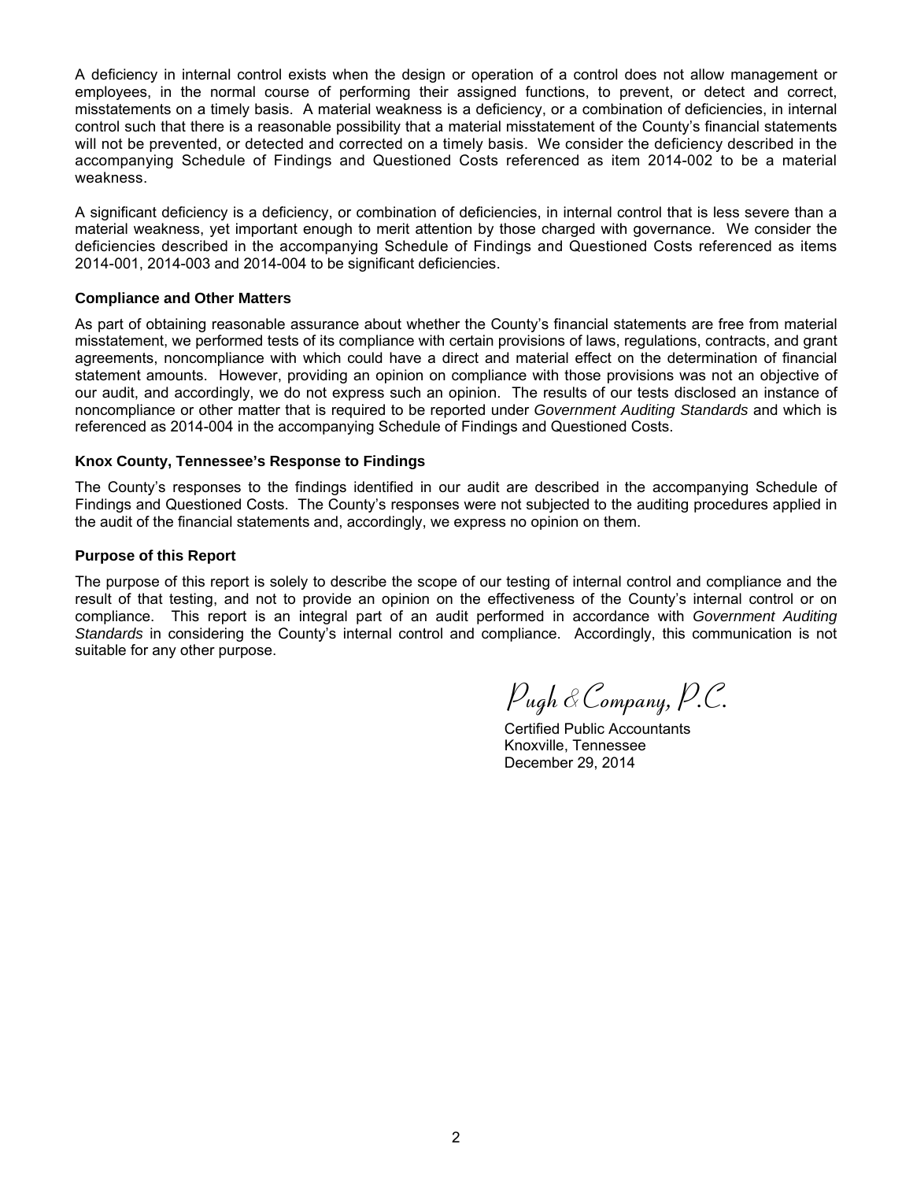A deficiency in internal control exists when the design or operation of a control does not allow management or employees, in the normal course of performing their assigned functions, to prevent, or detect and correct, misstatements on a timely basis. A material weakness is a deficiency, or a combination of deficiencies, in internal control such that there is a reasonable possibility that a material misstatement of the County's financial statements will not be prevented, or detected and corrected on a timely basis. We consider the deficiency described in the accompanying Schedule of Findings and Questioned Costs referenced as item 2014-002 to be a material weakness.

A significant deficiency is a deficiency, or combination of deficiencies, in internal control that is less severe than a material weakness, yet important enough to merit attention by those charged with governance. We consider the deficiencies described in the accompanying Schedule of Findings and Questioned Costs referenced as items 2014-001, 2014-003 and 2014-004 to be significant deficiencies.

**Compliance and Other Matters**

As part of obtaining reasonable assurance about whether the County's financial statements are free from material misstatement, we performed tests of its compliance with certain provisions of laws, regulations, contracts, and grant agreements, noncompliance with which could have a direct and material effect on the determination of financial statement amounts. However, providing an opinion on compliance with those provisions was not an objective of our audit, and accordingly, we do not express such an opinion. The results of our tests disclosed an instance of noncompliance or other matter that is required to be reported under *Government Auditing Standards* and which is referenced as 2014-004 in the accompanying Schedule of Findings and Questioned Costs.

**Knox County, Tennessee's Response to Findings**

The County's responses to the findings identified in our audit are described in the accompanying Schedule of Findings and Questioned Costs. The County's responses were not subjected to the auditing procedures applied in the audit of the financial statements and, accordingly, we express no opinion on them.

**Purpose of this Report**

The purpose of this report is solely to describe the scope of our testing of internal control and compliance and the result of that testing, and not to provide an opinion on the effectiveness of the County's internal control or on compliance. This report is an integral part of an audit performed in accordance with *Government Auditing Standards* in considering the County's internal control and compliance. Accordingly, this communication is not suitable for any other purpose.

*Pugh & Company, P.C.*

Certified Public Accountants
Knoxville, Tennessee
December 29, 2014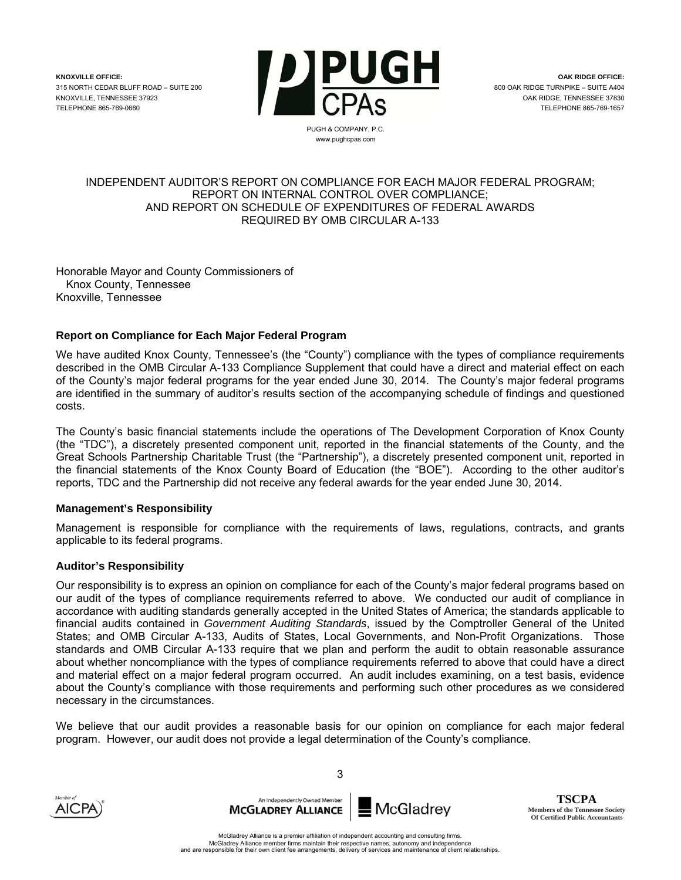KNOXVILLE OFFICE:
315 NORTH CEDAR BLUFF ROAD – SUITE 200
KNOXVILLE, TENNESSEE 37923
TELEPHONE 865-769-0660

PUGH CPAs
PUGH & COMPANY, P.C.
www.pughcpas.com

OAK RIDGE OFFICE:
800 OAK RIDGE TURNPIKE – SUITE A404
OAK RIDGE, TENNESSEE 37830
TELEPHONE 865-769-1657

# INDEPENDENT AUDITOR'S REPORT ON COMPLIANCE FOR EACH MAJOR FEDERAL PROGRAM; REPORT ON INTERNAL CONTROL OVER COMPLIANCE; AND REPORT ON SCHEDULE OF EXPENDITURES OF FEDERAL AWARDS REQUIRED BY OMB CIRCULAR A-133

Honorable Mayor and County Commissioners of
Knox County, Tennessee
Knoxville, Tennessee

### Report on Compliance for Each Major Federal Program

We have audited Knox County, Tennessee's (the "County") compliance with the types of compliance requirements described in the OMB Circular A-133 Compliance Supplement that could have a direct and material effect on each of the County's major federal programs for the year ended June 30, 2014. The County's major federal programs are identified in the summary of auditor's results section of the accompanying schedule of findings and questioned costs.

The County's basic financial statements include the operations of The Development Corporation of Knox County (the "TDC"), a discretely presented component unit, reported in the financial statements of the County, and the Great Schools Partnership Charitable Trust (the "Partnership"), a discretely presented component unit, reported in the financial statements of the Knox County Board of Education (the "BOE"). According to the other auditor's reports, TDC and the Partnership did not receive any federal awards for the year ended June 30, 2014.

### Management's Responsibility

Management is responsible for compliance with the requirements of laws, regulations, contracts, and grants applicable to its federal programs.

### Auditor's Responsibility

Our responsibility is to express an opinion on compliance for each of the County's major federal programs based on our audit of the types of compliance requirements referred to above. We conducted our audit of compliance in accordance with auditing standards generally accepted in the United States of America; the standards applicable to financial audits contained in *Government Auditing Standards*, issued by the Comptroller General of the United States; and OMB Circular A-133, Audits of States, Local Governments, and Non-Profit Organizations. Those standards and OMB Circular A-133 require that we plan and perform the audit to obtain reasonable assurance about whether noncompliance with the types of compliance requirements referred to above that could have a direct and material effect on a major federal program occurred. An audit includes examining, on a test basis, evidence about the County's compliance with those requirements and performing such other procedures as we considered necessary in the circumstances.

We believe that our audit provides a reasonable basis for our opinion on compliance for each major federal program. However, our audit does not provide a legal determination of the County's compliance.

Member of AICPA | An Independently Owned Member McGLADREY ALLIANCE | McGladrey | TSCPA Members of the Tennessee Society Of Certified Public Accountants

McGladrey Alliance is a premier affiliation of independent accounting and consulting firms. McGladrey Alliance member firms maintain their respective names, autonomy and independence and are responsible for their own client fee arrangements, delivery of services and maintenance of client relationships.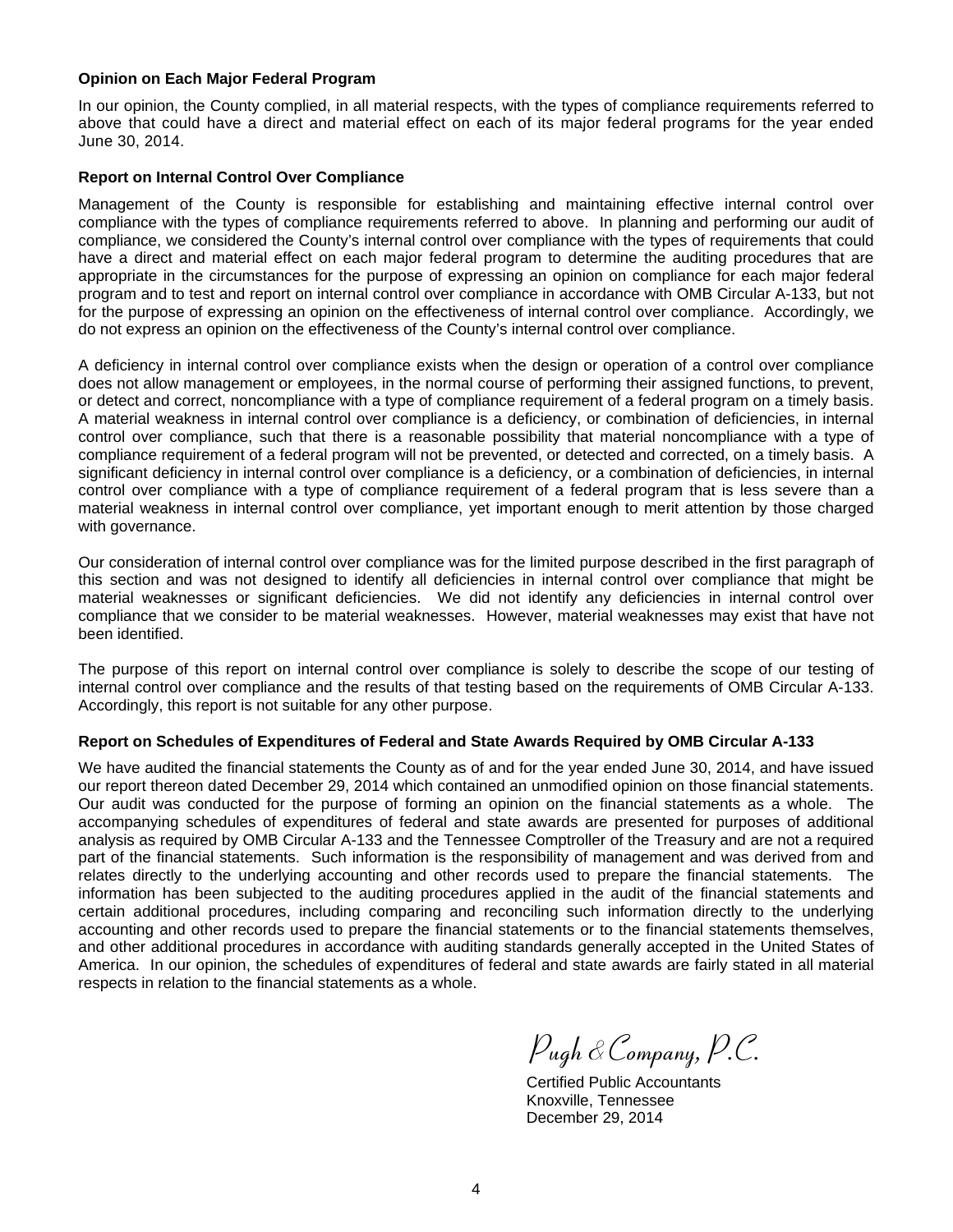**Opinion on Each Major Federal Program**

In our opinion, the County complied, in all material respects, with the types of compliance requirements referred to above that could have a direct and material effect on each of its major federal programs for the year ended June 30, 2014.

**Report on Internal Control Over Compliance**

Management of the County is responsible for establishing and maintaining effective internal control over compliance with the types of compliance requirements referred to above. In planning and performing our audit of compliance, we considered the County's internal control over compliance with the types of requirements that could have a direct and material effect on each major federal program to determine the auditing procedures that are appropriate in the circumstances for the purpose of expressing an opinion on compliance for each major federal program and to test and report on internal control over compliance in accordance with OMB Circular A-133, but not for the purpose of expressing an opinion on the effectiveness of internal control over compliance. Accordingly, we do not express an opinion on the effectiveness of the County's internal control over compliance.

A deficiency in internal control over compliance exists when the design or operation of a control over compliance does not allow management or employees, in the normal course of performing their assigned functions, to prevent, or detect and correct, noncompliance with a type of compliance requirement of a federal program on a timely basis. A material weakness in internal control over compliance is a deficiency, or combination of deficiencies, in internal control over compliance, such that there is a reasonable possibility that material noncompliance with a type of compliance requirement of a federal program will not be prevented, or detected and corrected, on a timely basis. A significant deficiency in internal control over compliance is a deficiency, or a combination of deficiencies, in internal control over compliance with a type of compliance requirement of a federal program that is less severe than a material weakness in internal control over compliance, yet important enough to merit attention by those charged with governance.

Our consideration of internal control over compliance was for the limited purpose described in the first paragraph of this section and was not designed to identify all deficiencies in internal control over compliance that might be material weaknesses or significant deficiencies. We did not identify any deficiencies in internal control over compliance that we consider to be material weaknesses. However, material weaknesses may exist that have not been identified.

The purpose of this report on internal control over compliance is solely to describe the scope of our testing of internal control over compliance and the results of that testing based on the requirements of OMB Circular A-133. Accordingly, this report is not suitable for any other purpose.

**Report on Schedules of Expenditures of Federal and State Awards Required by OMB Circular A-133**

We have audited the financial statements the County as of and for the year ended June 30, 2014, and have issued our report thereon dated December 29, 2014 which contained an unmodified opinion on those financial statements. Our audit was conducted for the purpose of forming an opinion on the financial statements as a whole. The accompanying schedules of expenditures of federal and state awards are presented for purposes of additional analysis as required by OMB Circular A-133 and the Tennessee Comptroller of the Treasury and are not a required part of the financial statements. Such information is the responsibility of management and was derived from and relates directly to the underlying accounting and other records used to prepare the financial statements. The information has been subjected to the auditing procedures applied in the audit of the financial statements and certain additional procedures, including comparing and reconciling such information directly to the underlying accounting and other records used to prepare the financial statements or to the financial statements themselves, and other additional procedures in accordance with auditing standards generally accepted in the United States of America. In our opinion, the schedules of expenditures of federal and state awards are fairly stated in all material respects in relation to the financial statements as a whole.

Pugh & Company, P.C.

Certified Public Accountants
Knoxville, Tennessee
December 29, 2014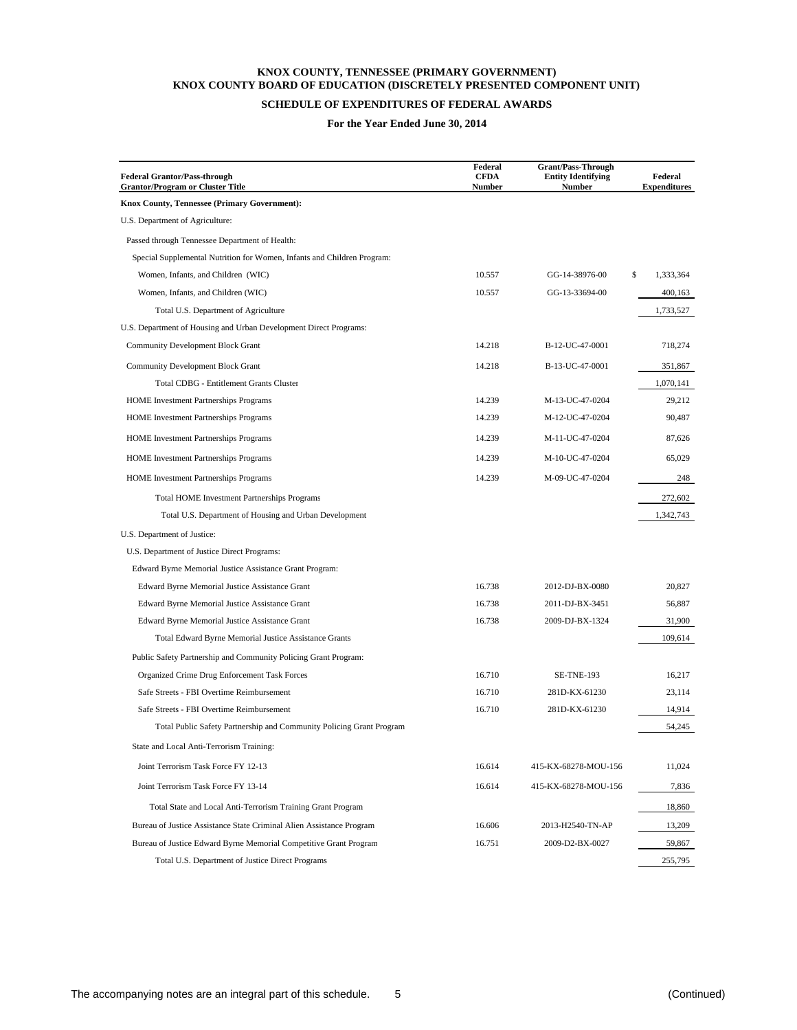# KNOX COUNTY, TENNESSEE (PRIMARY GOVERNMENT)
# KNOX COUNTY BOARD OF EDUCATION (DISCRETELY PRESENTED COMPONENT UNIT)

## SCHEDULE OF EXPENDITURES OF FEDERAL AWARDS

### For the Year Ended June 30, 2014

| Federal Grantor/Pass-through Grantor/Program or Cluster Title | Federal CFDA Number | Grant/Pass-Through Entity Identifying Number | Federal Expenditures |
|---|---|---|---|
| **Knox County, Tennessee (Primary Government):** | | | |
| U.S. Department of Agriculture: | | | |
| Passed through Tennessee Department of Health: | | | |
| Special Supplemental Nutrition for Women, Infants and Children Program: | | | |
| Women, Infants, and Children (WIC) | 10.557 | GG-14-38976-00 | $ 1,333,364 |
| Women, Infants, and Children (WIC) | 10.557 | GG-13-33694-00 | 400,163 |
| Total U.S. Department of Agriculture | | | 1,733,527 |
| U.S. Department of Housing and Urban Development Direct Programs: | | | |
| Community Development Block Grant | 14.218 | B-12-UC-47-0001 | 718,274 |
| Community Development Block Grant | 14.218 | B-13-UC-47-0001 | 351,867 |
| Total CDBG - Entitlement Grants Cluster | | | 1,070,141 |
| HOME Investment Partnerships Programs | 14.239 | M-13-UC-47-0204 | 29,212 |
| HOME Investment Partnerships Programs | 14.239 | M-12-UC-47-0204 | 90,487 |
| HOME Investment Partnerships Programs | 14.239 | M-11-UC-47-0204 | 87,626 |
| HOME Investment Partnerships Programs | 14.239 | M-10-UC-47-0204 | 65,029 |
| HOME Investment Partnerships Programs | 14.239 | M-09-UC-47-0204 | 248 |
| Total HOME Investment Partnerships Programs | | | 272,602 |
| Total U.S. Department of Housing and Urban Development | | | 1,342,743 |
| U.S. Department of Justice: | | | |
| U.S. Department of Justice Direct Programs: | | | |
| Edward Byrne Memorial Justice Assistance Grant Program: | | | |
| Edward Byrne Memorial Justice Assistance Grant | 16.738 | 2012-DJ-BX-0080 | 20,827 |
| Edward Byrne Memorial Justice Assistance Grant | 16.738 | 2011-DJ-BX-3451 | 56,887 |
| Edward Byrne Memorial Justice Assistance Grant | 16.738 | 2009-DJ-BX-1324 | 31,900 |
| Total Edward Byrne Memorial Justice Assistance Grants | | | 109,614 |
| Public Safety Partnership and Community Policing Grant Program: | | | |
| Organized Crime Drug Enforcement Task Forces | 16.710 | SE-TNE-193 | 16,217 |
| Safe Streets - FBI Overtime Reimbursement | 16.710 | 281D-KX-61230 | 23,114 |
| Safe Streets - FBI Overtime Reimbursement | 16.710 | 281D-KX-61230 | 14,914 |
| Total Public Safety Partnership and Community Policing Grant Program | | | 54,245 |
| State and Local Anti-Terrorism Training: | | | |
| Joint Terrorism Task Force FY 12-13 | 16.614 | 415-KX-68278-MOU-156 | 11,024 |
| Joint Terrorism Task Force FY 13-14 | 16.614 | 415-KX-68278-MOU-156 | 7,836 |
| Total State and Local Anti-Terrorism Training Grant Program | | | 18,860 |
| Bureau of Justice Assistance State Criminal Alien Assistance Program | 16.606 | 2013-H2540-TN-AP | 13,209 |
| Bureau of Justice Edward Byrne Memorial Competitive Grant Program | 16.751 | 2009-D2-BX-0027 | 59,867 |
| Total U.S. Department of Justice Direct Programs | | | 255,795 |

The accompanying notes are an integral part of this schedule. (Continued)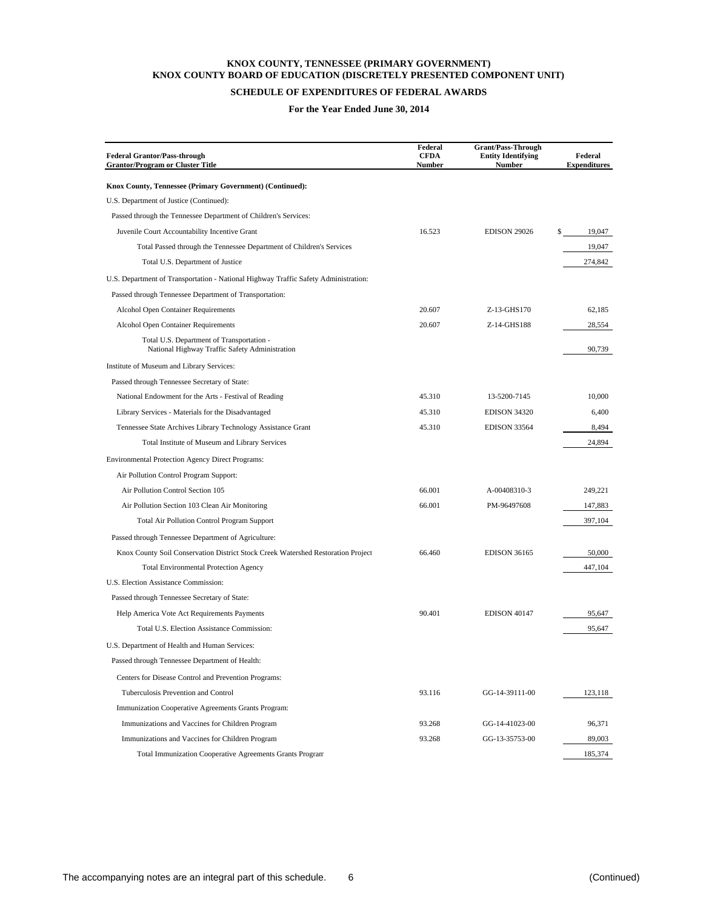# KNOX COUNTY, TENNESSEE (PRIMARY GOVERNMENT)
# KNOX COUNTY BOARD OF EDUCATION (DISCRETELY PRESENTED COMPONENT UNIT)

## SCHEDULE OF EXPENDITURES OF FEDERAL AWARDS

### For the Year Ended June 30, 2014

| Federal Grantor/Pass-through Grantor/Program or Cluster Title | Federal CFDA Number | Grant/Pass-Through Entity Identifying Number | Federal Expenditures |
|---|---|---|---|
| **Knox County, Tennessee (Primary Government) (Continued):** | | | |
| U.S. Department of Justice (Continued): | | | |
| Passed through the Tennessee Department of Children's Services: | | | |
| Juvenile Court Accountability Incentive Grant | 16.523 | EDISON 29026 | $ 19,047 |
| Total Passed through the Tennessee Department of Children's Services | | | 19,047 |
| Total U.S. Department of Justice | | | 274,842 |
| U.S. Department of Transportation - National Highway Traffic Safety Administration: | | | |
| Passed through Tennessee Department of Transportation: | | | |
| Alcohol Open Container Requirements | 20.607 | Z-13-GHS170 | 62,185 |
| Alcohol Open Container Requirements | 20.607 | Z-14-GHS188 | 28,554 |
| Total U.S. Department of Transportation - National Highway Traffic Safety Administration | | | 90,739 |
| Institute of Museum and Library Services: | | | |
| Passed through Tennessee Secretary of State: | | | |
| National Endowment for the Arts - Festival of Reading | 45.310 | 13-5200-7145 | 10,000 |
| Library Services - Materials for the Disadvantaged | 45.310 | EDISON 34320 | 6,400 |
| Tennessee State Archives Library Technology Assistance Grant | 45.310 | EDISON 33564 | 8,494 |
| Total Institute of Museum and Library Services | | | 24,894 |
| Environmental Protection Agency Direct Programs: | | | |
| Air Pollution Control Program Support: | | | |
| Air Pollution Control Section 105 | 66.001 | A-00408310-3 | 249,221 |
| Air Pollution Section 103 Clean Air Monitoring | 66.001 | PM-96497608 | 147,883 |
| Total Air Pollution Control Program Support | | | 397,104 |
| Passed through Tennessee Department of Agriculture: | | | |
| Knox County Soil Conservation District Stock Creek Watershed Restoration Project | 66.460 | EDISON 36165 | 50,000 |
| Total Environmental Protection Agency | | | 447,104 |
| U.S. Election Assistance Commission: | | | |
| Passed through Tennessee Secretary of State: | | | |
| Help America Vote Act Requirements Payments | 90.401 | EDISON 40147 | 95,647 |
| Total U.S. Election Assistance Commission: | | | 95,647 |
| U.S. Department of Health and Human Services: | | | |
| Passed through Tennessee Department of Health: | | | |
| Centers for Disease Control and Prevention Programs: | | | |
| Tuberculosis Prevention and Control | 93.116 | GG-14-39111-00 | 123,118 |
| Immunization Cooperative Agreements Grants Program: | | | |
| Immunizations and Vaccines for Children Program | 93.268 | GG-14-41023-00 | 96,371 |
| Immunizations and Vaccines for Children Program | 93.268 | GG-13-35753-00 | 89,003 |
| Total Immunization Cooperative Agreements Grants Program | | | 185,374 |

The accompanying notes are an integral part of this schedule. (Continued)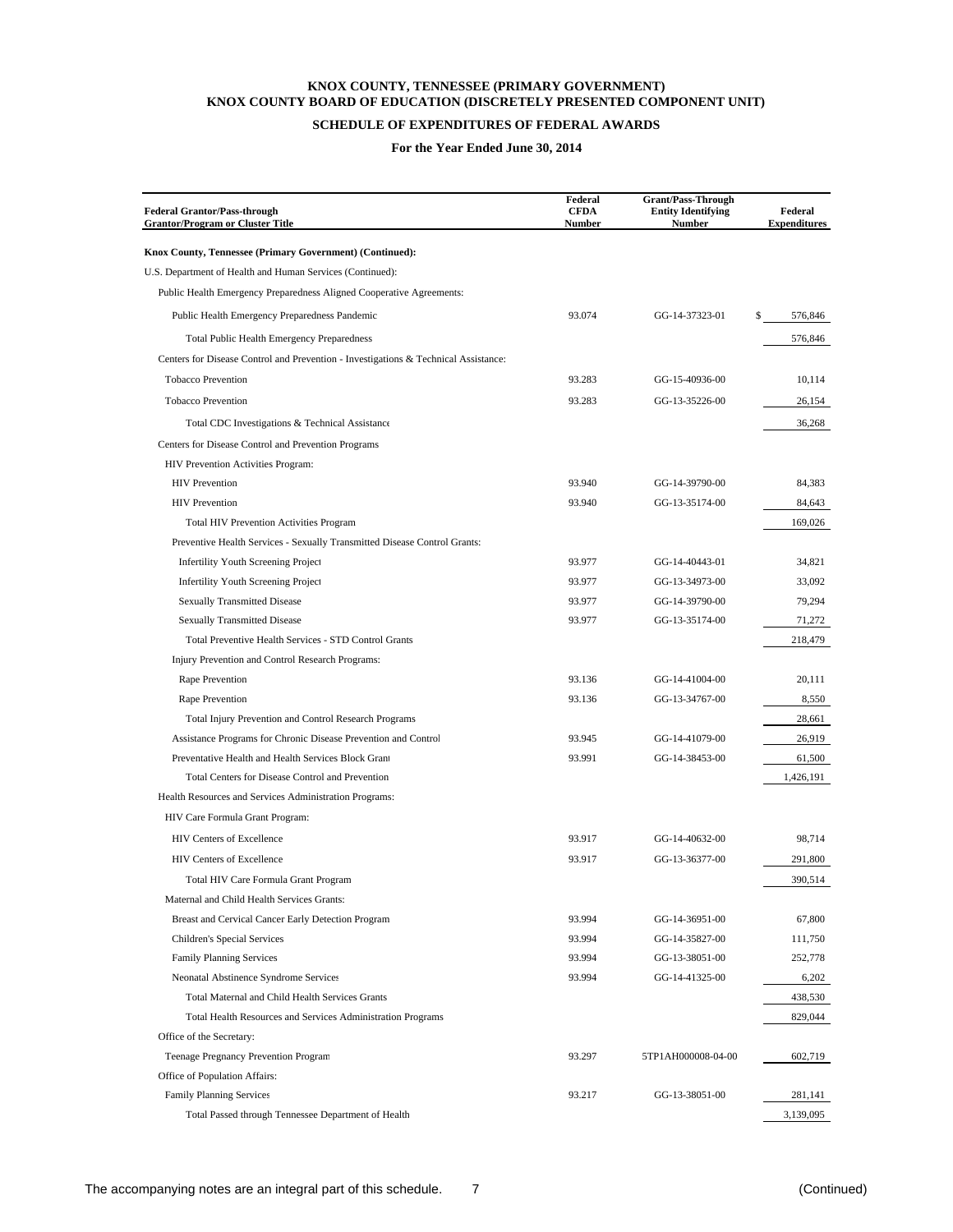**KNOX COUNTY, TENNESSEE (PRIMARY GOVERNMENT)**
**KNOX COUNTY BOARD OF EDUCATION (DISCRETELY PRESENTED COMPONENT UNIT)**

**SCHEDULE OF EXPENDITURES OF FEDERAL AWARDS**

**For the Year Ended June 30, 2014**

| Federal Grantor/Pass-through Grantor/Program or Cluster Title | Federal CFDA Number | Grant/Pass-Through Entity Identifying Number | Federal Expenditures |
|---|---|---|---|
| **Knox County, Tennessee (Primary Government) (Continued):** | | | |
| U.S. Department of Health and Human Services (Continued): | | | |
| Public Health Emergency Preparedness Aligned Cooperative Agreements: | | | |
| Public Health Emergency Preparedness Pandemic | 93.074 | GG-14-37323-01 | $ 576,846 |
| Total Public Health Emergency Preparedness | | | 576,846 |
| Centers for Disease Control and Prevention - Investigations & Technical Assistance: | | | |
| Tobacco Prevention | 93.283 | GG-15-40936-00 | 10,114 |
| Tobacco Prevention | 93.283 | GG-13-35226-00 | 26,154 |
| Total CDC Investigations & Technical Assistance | | | 36,268 |
| Centers for Disease Control and Prevention Programs | | | |
| HIV Prevention Activities Program: | | | |
| HIV Prevention | 93.940 | GG-14-39790-00 | 84,383 |
| HIV Prevention | 93.940 | GG-13-35174-00 | 84,643 |
| Total HIV Prevention Activities Program | | | 169,026 |
| Preventive Health Services - Sexually Transmitted Disease Control Grants: | | | |
| Infertility Youth Screening Project | 93.977 | GG-14-40443-01 | 34,821 |
| Infertility Youth Screening Project | 93.977 | GG-13-34973-00 | 33,092 |
| Sexually Transmitted Disease | 93.977 | GG-14-39790-00 | 79,294 |
| Sexually Transmitted Disease | 93.977 | GG-13-35174-00 | 71,272 |
| Total Preventive Health Services - STD Control Grants | | | 218,479 |
| Injury Prevention and Control Research Programs: | | | |
| Rape Prevention | 93.136 | GG-14-41004-00 | 20,111 |
| Rape Prevention | 93.136 | GG-13-34767-00 | 8,550 |
| Total Injury Prevention and Control Research Programs | | | 28,661 |
| Assistance Programs for Chronic Disease Prevention and Control | 93.945 | GG-14-41079-00 | 26,919 |
| Preventative Health and Health Services Block Grant | 93.991 | GG-14-38453-00 | 61,500 |
| Total Centers for Disease Control and Prevention | | | 1,426,191 |
| Health Resources and Services Administration Programs: | | | |
| HIV Care Formula Grant Program: | | | |
| HIV Centers of Excellence | 93.917 | GG-14-40632-00 | 98,714 |
| HIV Centers of Excellence | 93.917 | GG-13-36377-00 | 291,800 |
| Total HIV Care Formula Grant Program | | | 390,514 |
| Maternal and Child Health Services Grants: | | | |
| Breast and Cervical Cancer Early Detection Program | 93.994 | GG-14-36951-00 | 67,800 |
| Children's Special Services | 93.994 | GG-14-35827-00 | 111,750 |
| Family Planning Services | 93.994 | GG-13-38051-00 | 252,778 |
| Neonatal Abstinence Syndrome Services | 93.994 | GG-14-41325-00 | 6,202 |
| Total Maternal and Child Health Services Grants | | | 438,530 |
| Total Health Resources and Services Administration Programs | | | 829,044 |
| Office of the Secretary: | | | |
| Teenage Pregnancy Prevention Program | 93.297 | 5TP1AH000008-04-00 | 602,719 |
| Office of Population Affairs: | | | |
| Family Planning Services | 93.217 | GG-13-38051-00 | 281,141 |
| Total Passed through Tennessee Department of Health | | | 3,139,095 |

The accompanying notes are an integral part of this schedule. (Continued)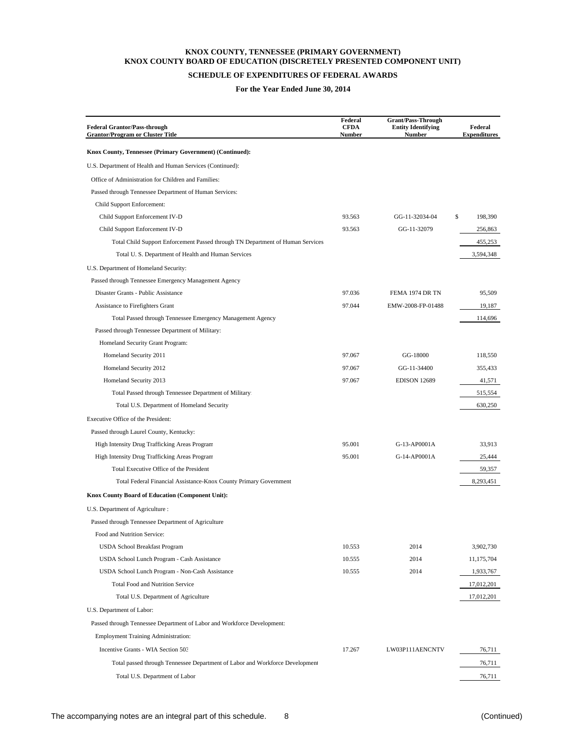**KNOX COUNTY, TENNESSEE (PRIMARY GOVERNMENT)**
**KNOX COUNTY BOARD OF EDUCATION (DISCRETELY PRESENTED COMPONENT UNIT)**

**SCHEDULE OF EXPENDITURES OF FEDERAL AWARDS**

**For the Year Ended June 30, 2014**

| Federal Grantor/Pass-through Grantor/Program or Cluster Title | Federal CFDA Number | Grant/Pass-Through Entity Identifying Number | Federal Expenditures |
|---|---|---|---|
| **Knox County, Tennessee (Primary Government) (Continued):** | | | |
| U.S. Department of Health and Human Services (Continued): | | | |
| Office of Administration for Children and Families: | | | |
| Passed through Tennessee Department of Human Services: | | | |
| Child Support Enforcement: | | | |
| Child Support Enforcement IV-D | 93.563 | GG-11-32034-04 | $ 198,390 |
| Child Support Enforcement IV-D | 93.563 | GG-11-32079 | 256,863 |
| Total Child Support Enforcement Passed through TN Department of Human Services | | | 455,253 |
| Total U. S. Department of Health and Human Services | | | 3,594,348 |
| U.S. Department of Homeland Security: | | | |
| Passed through Tennessee Emergency Management Agency | | | |
| Disaster Grants - Public Assistance | 97.036 | FEMA 1974 DR TN | 95,509 |
| Assistance to Firefighters Grant | 97.044 | EMW-2008-FP-01488 | 19,187 |
| Total Passed through Tennessee Emergency Management Agency | | | 114,696 |
| Passed through Tennessee Department of Military: | | | |
| Homeland Security Grant Program: | | | |
| Homeland Security 2011 | 97.067 | GG-18000 | 118,550 |
| Homeland Security 2012 | 97.067 | GG-11-34400 | 355,433 |
| Homeland Security 2013 | 97.067 | EDISON 12689 | 41,571 |
| Total Passed through Tennessee Department of Military | | | 515,554 |
| Total U.S. Department of Homeland Security | | | 630,250 |
| Executive Office of the President: | | | |
| Passed through Laurel County, Kentucky: | | | |
| High Intensity Drug Trafficking Areas Program | 95.001 | G-13-AP0001A | 33,913 |
| High Intensity Drug Trafficking Areas Program | 95.001 | G-14-AP0001A | 25,444 |
| Total Executive Office of the President | | | 59,357 |
| Total Federal Financial Assistance-Knox County Primary Government | | | 8,293,451 |
| **Knox County Board of Education (Component Unit):** | | | |
| U.S. Department of Agriculture : | | | |
| Passed through Tennessee Department of Agriculture | | | |
| Food and Nutrition Service: | | | |
| USDA School Breakfast Program | 10.553 | 2014 | 3,902,730 |
| USDA School Lunch Program - Cash Assistance | 10.555 | 2014 | 11,175,704 |
| USDA School Lunch Program - Non-Cash Assistance | 10.555 | 2014 | 1,933,767 |
| Total Food and Nutrition Service | | | 17,012,201 |
| Total U.S. Department of Agriculture | | | 17,012,201 |
| U.S. Department of Labor: | | | |
| Passed through Tennessee Department of Labor and Workforce Development: | | | |
| Employment Training Administration: | | | |
| Incentive Grants - WIA Section 503 | 17.267 | LW03P111AENCNTV | 76,711 |
| Total passed through Tennessee Department of Labor and Workforce Development | | | 76,711 |
| Total U.S. Department of Labor | | | 76,711 |

The accompanying notes are an integral part of this schedule. (Continued)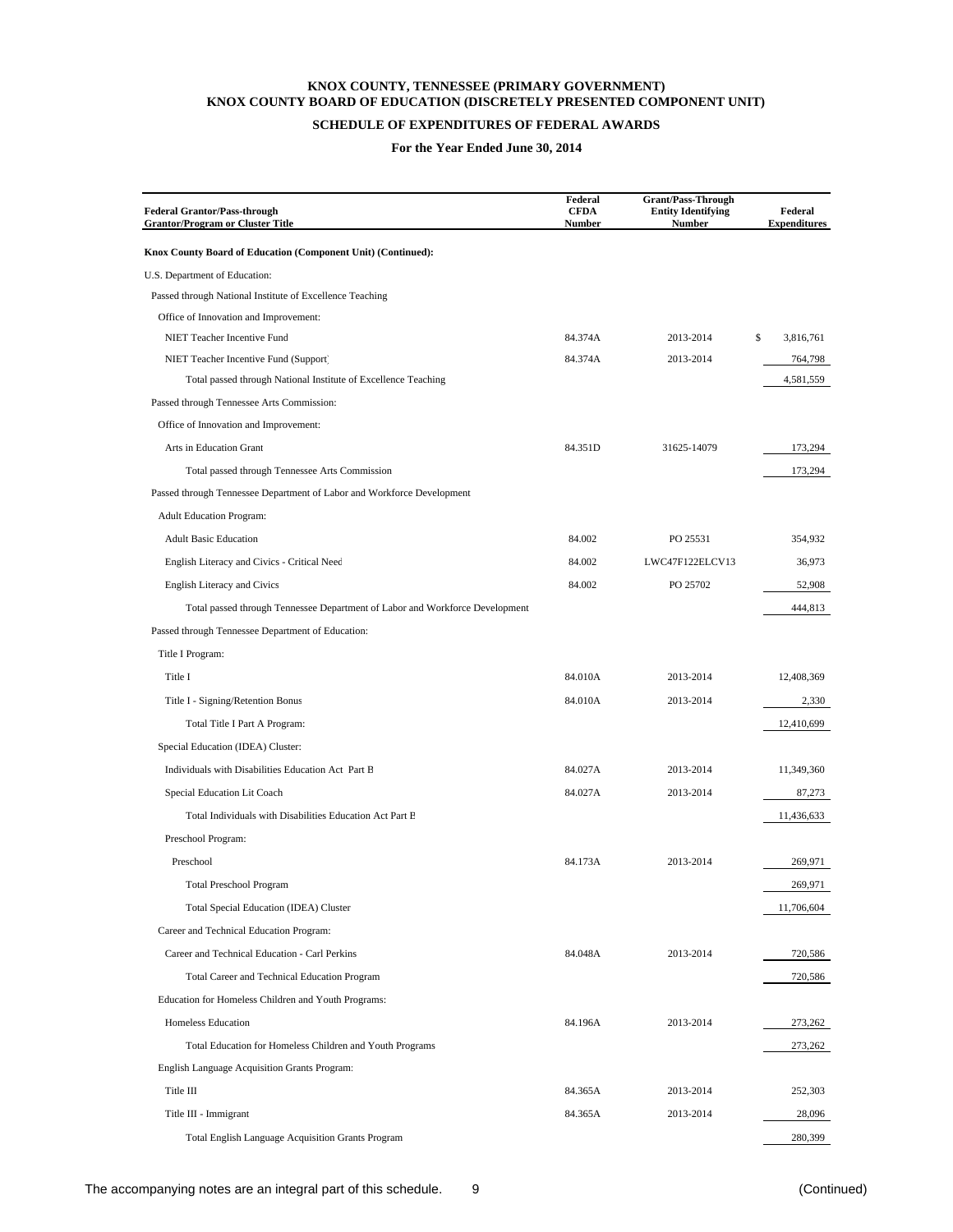**KNOX COUNTY, TENNESSEE (PRIMARY GOVERNMENT)**
**KNOX COUNTY BOARD OF EDUCATION (DISCRETELY PRESENTED COMPONENT UNIT)**

**SCHEDULE OF EXPENDITURES OF FEDERAL AWARDS**

**For the Year Ended June 30, 2014**

| Federal Grantor/Pass-through Grantor/Program or Cluster Title | Federal CFDA Number | Grant/Pass-Through Entity Identifying Number | Federal Expenditures |
|---|---|---|---|
| **Knox County Board of Education (Component Unit) (Continued):** | | | |
| U.S. Department of Education: | | | |
| Passed through National Institute of Excellence Teaching | | | |
| Office of Innovation and Improvement: | | | |
| NIET Teacher Incentive Fund | 84.374A | 2013-2014 | $ 3,816,761 |
| NIET Teacher Incentive Fund (Support) | 84.374A | 2013-2014 | 764,798 |
| Total passed through National Institute of Excellence Teaching | | | 4,581,559 |
| Passed through Tennessee Arts Commission: | | | |
| Office of Innovation and Improvement: | | | |
| Arts in Education Grant | 84.351D | 31625-14079 | 173,294 |
| Total passed through Tennessee Arts Commission | | | 173,294 |
| Passed through Tennessee Department of Labor and Workforce Development | | | |
| Adult Education Program: | | | |
| Adult Basic Education | 84.002 | PO 25531 | 354,932 |
| English Literacy and Civics - Critical Need | 84.002 | LWC47F122ELCV13 | 36,973 |
| English Literacy and Civics | 84.002 | PO 25702 | 52,908 |
| Total passed through Tennessee Department of Labor and Workforce Development | | | 444,813 |
| Passed through Tennessee Department of Education: | | | |
| Title I Program: | | | |
| Title I | 84.010A | 2013-2014 | 12,408,369 |
| Title I - Signing/Retention Bonus | 84.010A | 2013-2014 | 2,330 |
| Total Title I Part A Program: | | | 12,410,699 |
| Special Education (IDEA) Cluster: | | | |
| Individuals with Disabilities Education Act Part B | 84.027A | 2013-2014 | 11,349,360 |
| Special Education Lit Coach | 84.027A | 2013-2014 | 87,273 |
| Total Individuals with Disabilities Education Act Part B | | | 11,436,633 |
| Preschool Program: | | | |
| Preschool | 84.173A | 2013-2014 | 269,971 |
| Total Preschool Program | | | 269,971 |
| Total Special Education (IDEA) Cluster | | | 11,706,604 |
| Career and Technical Education Program: | | | |
| Career and Technical Education - Carl Perkins | 84.048A | 2013-2014 | 720,586 |
| Total Career and Technical Education Program | | | 720,586 |
| Education for Homeless Children and Youth Programs: | | | |
| Homeless Education | 84.196A | 2013-2014 | 273,262 |
| Total Education for Homeless Children and Youth Programs | | | 273,262 |
| English Language Acquisition Grants Program: | | | |
| Title III | 84.365A | 2013-2014 | 252,303 |
| Title III - Immigrant | 84.365A | 2013-2014 | 28,096 |
| Total English Language Acquisition Grants Program | | | 280,399 |

The accompanying notes are an integral part of this schedule. (Continued)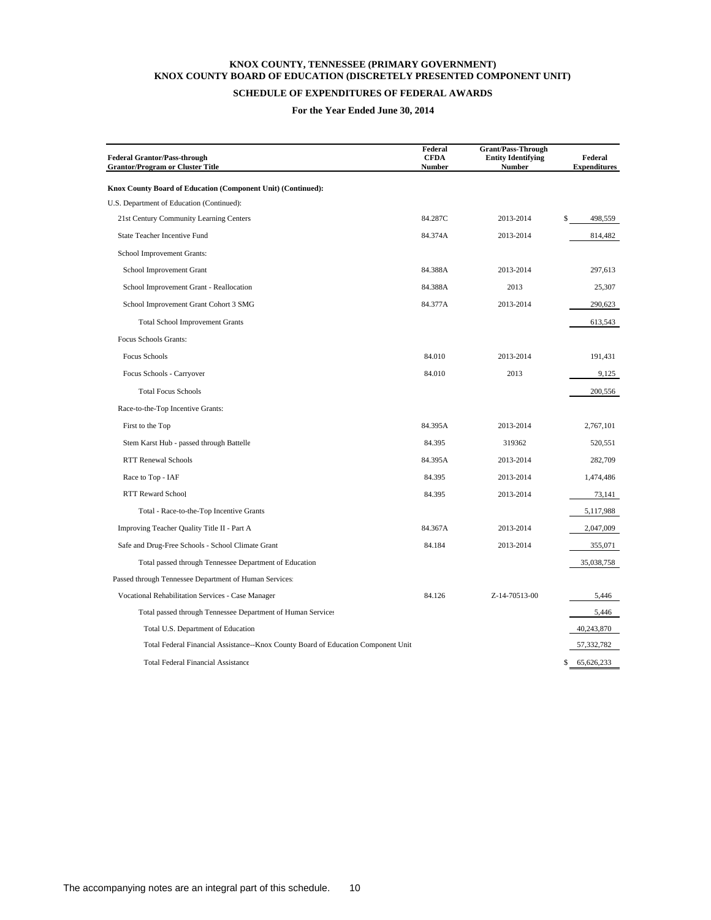# KNOX COUNTY, TENNESSEE (PRIMARY GOVERNMENT)
# KNOX COUNTY BOARD OF EDUCATION (DISCRETELY PRESENTED COMPONENT UNIT)

## SCHEDULE OF EXPENDITURES OF FEDERAL AWARDS

### For the Year Ended June 30, 2014

| Federal Grantor/Pass-through Grantor/Program or Cluster Title | Federal CFDA Number | Grant/Pass-Through Entity Identifying Number | Federal Expenditures |
|---|---|---|---|
| **Knox County Board of Education (Component Unit) (Continued):** | | | |
| U.S. Department of Education (Continued): | | | |
| 21st Century Community Learning Centers | 84.287C | 2013-2014 | $ 498,559 |
| State Teacher Incentive Fund | 84.374A | 2013-2014 | 814,482 |
| School Improvement Grants: | | | |
| School Improvement Grant | 84.388A | 2013-2014 | 297,613 |
| School Improvement Grant - Reallocation | 84.388A | 2013 | 25,307 |
| School Improvement Grant Cohort 3 SMG | 84.377A | 2013-2014 | 290,623 |
| Total School Improvement Grants | | | 613,543 |
| Focus Schools Grants: | | | |
| Focus Schools | 84.010 | 2013-2014 | 191,431 |
| Focus Schools - Carryover | 84.010 | 2013 | 9,125 |
| Total Focus Schools | | | 200,556 |
| Race-to-the-Top Incentive Grants: | | | |
| First to the Top | 84.395A | 2013-2014 | 2,767,101 |
| Stem Karst Hub - passed through Battelle | 84.395 | 319362 | 520,551 |
| RTT Renewal Schools | 84.395A | 2013-2014 | 282,709 |
| Race to Top - IAF | 84.395 | 2013-2014 | 1,474,486 |
| RTT Reward School | 84.395 | 2013-2014 | 73,141 |
| Total - Race-to-the-Top Incentive Grants | | | 5,117,988 |
| Improving Teacher Quality Title II - Part A | 84.367A | 2013-2014 | 2,047,009 |
| Safe and Drug-Free Schools - School Climate Grant | 84.184 | 2013-2014 | 355,071 |
| Total passed through Tennessee Department of Education | | | 35,038,758 |
| Passed through Tennessee Department of Human Services: | | | |
| Vocational Rehabilitation Services - Case Manager | 84.126 | Z-14-70513-00 | 5,446 |
| Total passed through Tennessee Department of Human Services | | | 5,446 |
| Total U.S. Department of Education | | | 40,243,870 |
| Total Federal Financial Assistance--Knox County Board of Education Component Unit | | | 57,332,782 |
| Total Federal Financial Assistance | | | $ 65,626,233 |

The accompanying notes are an integral part of this schedule.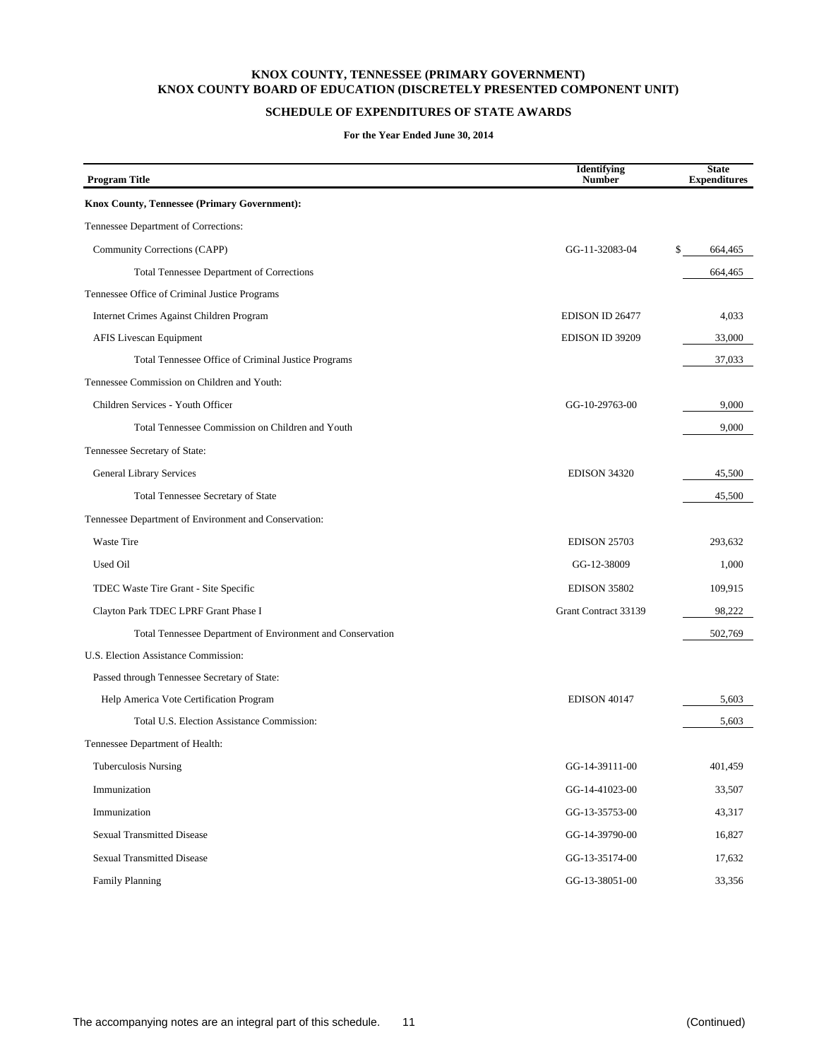**KNOX COUNTY, TENNESSEE (PRIMARY GOVERNMENT)**
**KNOX COUNTY BOARD OF EDUCATION (DISCRETELY PRESENTED COMPONENT UNIT)**

**SCHEDULE OF EXPENDITURES OF STATE AWARDS**

**For the Year Ended June 30, 2014**

| Program Title | Identifying Number | State Expenditures |
|---|---|---|
| **Knox County, Tennessee (Primary Government):** | | |
| Tennessee Department of Corrections: | | |
| Community Corrections (CAPP) | GG-11-32083-04 | $ 664,465 |
| Total Tennessee Department of Corrections | | 664,465 |
| Tennessee Office of Criminal Justice Programs | | |
| Internet Crimes Against Children Program | EDISON ID 26477 | 4,033 |
| AFIS Livescan Equipment | EDISON ID 39209 | 33,000 |
| Total Tennessee Office of Criminal Justice Programs | | 37,033 |
| Tennessee Commission on Children and Youth: | | |
| Children Services - Youth Officer | GG-10-29763-00 | 9,000 |
| Total Tennessee Commission on Children and Youth | | 9,000 |
| Tennessee Secretary of State: | | |
| General Library Services | EDISON 34320 | 45,500 |
| Total Tennessee Secretary of State | | 45,500 |
| Tennessee Department of Environment and Conservation: | | |
| Waste Tire | EDISON 25703 | 293,632 |
| Used Oil | GG-12-38009 | 1,000 |
| TDEC Waste Tire Grant - Site Specific | EDISON 35802 | 109,915 |
| Clayton Park TDEC LPRF Grant Phase I | Grant Contract 33139 | 98,222 |
| Total Tennessee Department of Environment and Conservation | | 502,769 |
| U.S. Election Assistance Commission: | | |
| Passed through Tennessee Secretary of State: | | |
| Help America Vote Certification Program | EDISON 40147 | 5,603 |
| Total U.S. Election Assistance Commission: | | 5,603 |
| Tennessee Department of Health: | | |
| Tuberculosis Nursing | GG-14-39111-00 | 401,459 |
| Immunization | GG-14-41023-00 | 33,507 |
| Immunization | GG-13-35753-00 | 43,317 |
| Sexual Transmitted Disease | GG-14-39790-00 | 16,827 |
| Sexual Transmitted Disease | GG-13-35174-00 | 17,632 |
| Family Planning | GG-13-38051-00 | 33,356 |

The accompanying notes are an integral part of this schedule.

(Continued)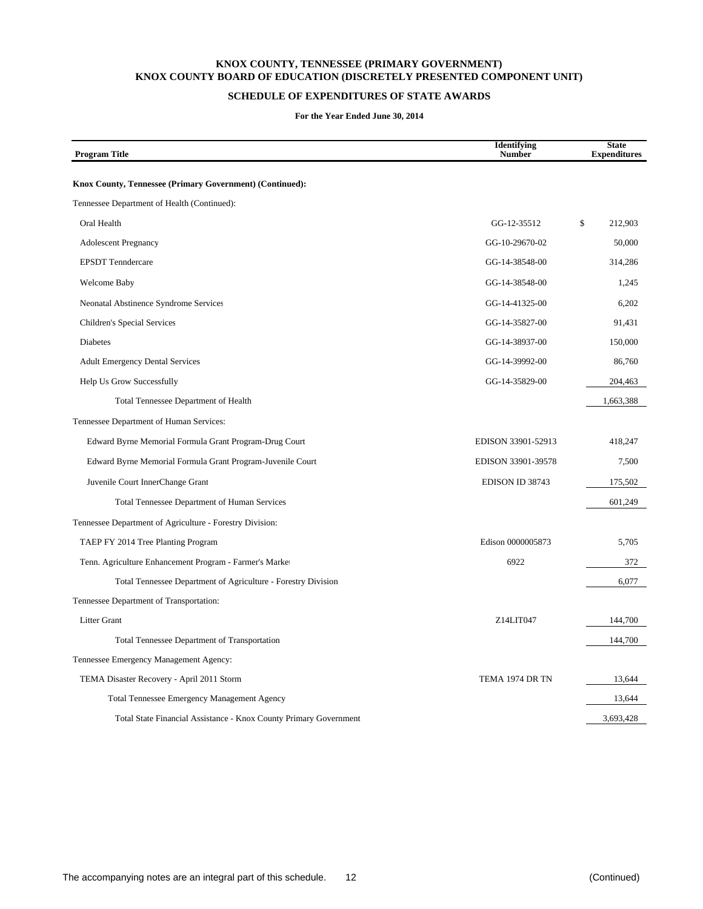**KNOX COUNTY, TENNESSEE (PRIMARY GOVERNMENT)**
**KNOX COUNTY BOARD OF EDUCATION (DISCRETELY PRESENTED COMPONENT UNIT)**

**SCHEDULE OF EXPENDITURES OF STATE AWARDS**

**For the Year Ended June 30, 2014**

| Program Title | Identifying Number | State Expenditures |
|---|---|---|
| **Knox County, Tennessee (Primary Government) (Continued):** | | |
| Tennessee Department of Health (Continued): | | |
| Oral Health | GG-12-35512 | $ 212,903 |
| Adolescent Pregnancy | GG-10-29670-02 | 50,000 |
| EPSDT Tenndercare | GG-14-38548-00 | 314,286 |
| Welcome Baby | GG-14-38548-00 | 1,245 |
| Neonatal Abstinence Syndrome Services | GG-14-41325-00 | 6,202 |
| Children's Special Services | GG-14-35827-00 | 91,431 |
| Diabetes | GG-14-38937-00 | 150,000 |
| Adult Emergency Dental Services | GG-14-39992-00 | 86,760 |
| Help Us Grow Successfully | GG-14-35829-00 | 204,463 |
| Total Tennessee Department of Health | | 1,663,388 |
| Tennessee Department of Human Services: | | |
| Edward Byrne Memorial Formula Grant Program-Drug Court | EDISON 33901-52913 | 418,247 |
| Edward Byrne Memorial Formula Grant Program-Juvenile Court | EDISON 33901-39578 | 7,500 |
| Juvenile Court InnerChange Grant | EDISON ID 38743 | 175,502 |
| Total Tennessee Department of Human Services | | 601,249 |
| Tennessee Department of Agriculture - Forestry Division: | | |
| TAEP FY 2014 Tree Planting Program | Edison 0000005873 | 5,705 |
| Tenn. Agriculture Enhancement Program - Farmer's Market | 6922 | 372 |
| Total Tennessee Department of Agriculture - Forestry Division | | 6,077 |
| Tennessee Department of Transportation: | | |
| Litter Grant | Z14LIT047 | 144,700 |
| Total Tennessee Department of Transportation | | 144,700 |
| Tennessee Emergency Management Agency: | | |
| TEMA Disaster Recovery - April 2011 Storm | TEMA 1974 DR TN | 13,644 |
| Total Tennessee Emergency Management Agency | | 13,644 |
| Total State Financial Assistance - Knox County Primary Government | | 3,693,428 |

The accompanying notes are an integral part of this schedule. (Continued)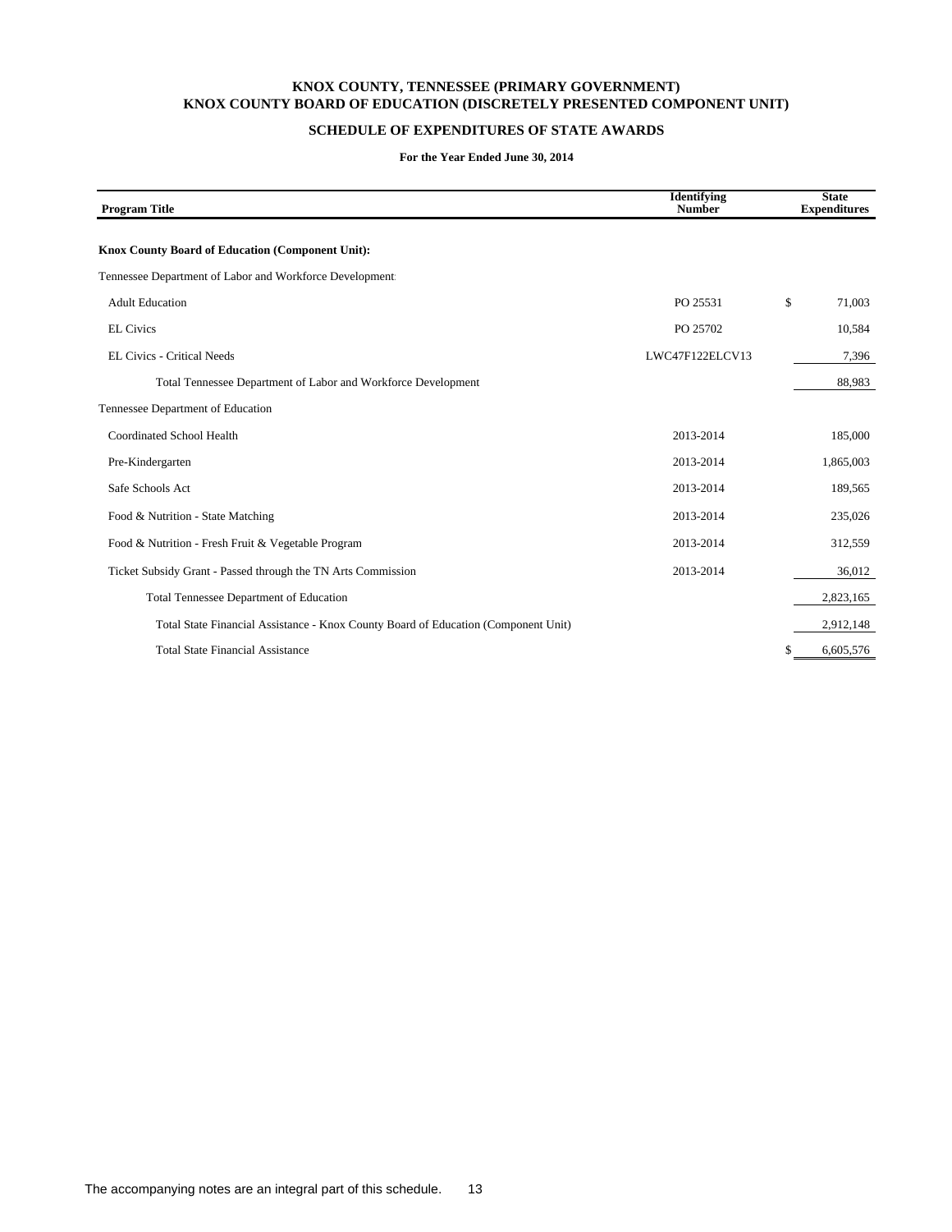# KNOX COUNTY, TENNESSEE (PRIMARY GOVERNMENT)
# KNOX COUNTY BOARD OF EDUCATION (DISCRETELY PRESENTED COMPONENT UNIT)

## SCHEDULE OF EXPENDITURES OF STATE AWARDS

**For the Year Ended June 30, 2014**

| Program Title | Identifying Number | State Expenditures |
|---|---|---|
| **Knox County Board of Education (Component Unit):** | | |
| Tennessee Department of Labor and Workforce Development: | | |
| Adult Education | PO 25531 | $ 71,003 |
| EL Civics | PO 25702 | 10,584 |
| EL Civics - Critical Needs | LWC47F122ELCV13 | 7,396 |
| Total Tennessee Department of Labor and Workforce Development | | 88,983 |
| Tennessee Department of Education | | |
| Coordinated School Health | 2013-2014 | 185,000 |
| Pre-Kindergarten | 2013-2014 | 1,865,003 |
| Safe Schools Act | 2013-2014 | 189,565 |
| Food & Nutrition - State Matching | 2013-2014 | 235,026 |
| Food & Nutrition - Fresh Fruit & Vegetable Program | 2013-2014 | 312,559 |
| Ticket Subsidy Grant - Passed through the TN Arts Commission | 2013-2014 | 36,012 |
| Total Tennessee Department of Education | | 2,823,165 |
| Total State Financial Assistance - Knox County Board of Education (Component Unit) | | 2,912,148 |
| Total State Financial Assistance | | $ 6,605,576 |

The accompanying notes are an integral part of this schedule.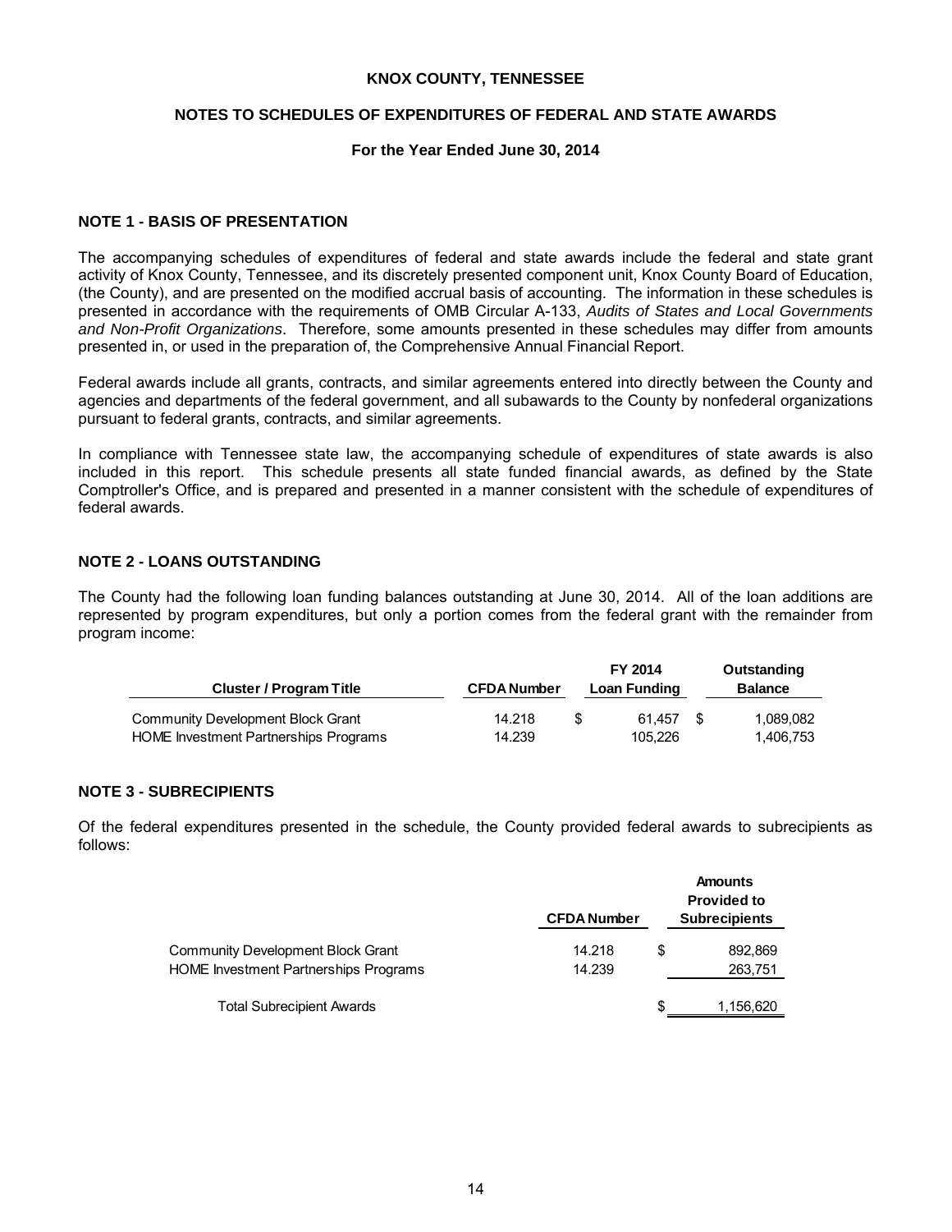**KNOX COUNTY, TENNESSEE**

**NOTES TO SCHEDULES OF EXPENDITURES OF FEDERAL AND STATE AWARDS**

**For the Year Ended June 30, 2014**

## NOTE 1 - BASIS OF PRESENTATION

The accompanying schedules of expenditures of federal and state awards include the federal and state grant activity of Knox County, Tennessee, and its discretely presented component unit, Knox County Board of Education, (the County), and are presented on the modified accrual basis of accounting. The information in these schedules is presented in accordance with the requirements of OMB Circular A-133, *Audits of States and Local Governments and Non-Profit Organizations*. Therefore, some amounts presented in these schedules may differ from amounts presented in, or used in the preparation of, the Comprehensive Annual Financial Report.

Federal awards include all grants, contracts, and similar agreements entered into directly between the County and agencies and departments of the federal government, and all subawards to the County by nonfederal organizations pursuant to federal grants, contracts, and similar agreements.

In compliance with Tennessee state law, the accompanying schedule of expenditures of state awards is also included in this report. This schedule presents all state funded financial awards, as defined by the State Comptroller's Office, and is prepared and presented in a manner consistent with the schedule of expenditures of federal awards.

## NOTE 2 - LOANS OUTSTANDING

The County had the following loan funding balances outstanding at June 30, 2014. All of the loan additions are represented by program expenditures, but only a portion comes from the federal grant with the remainder from program income:

| Cluster / Program Title | CFDA Number | FY 2014 Loan Funding | Outstanding Balance |
|---|---|---|---|
| Community Development Block Grant | 14.218 | $ 61,457 | $ 1,089,082 |
| HOME Investment Partnerships Programs | 14.239 | 105,226 | 1,406,753 |

## NOTE 3 - SUBRECIPIENTS

Of the federal expenditures presented in the schedule, the County provided federal awards to subrecipients as follows:

| | CFDA Number | Amounts Provided to Subrecipients |
|---|---|---|
| Community Development Block Grant | 14.218 | $ 892,869 |
| HOME Investment Partnerships Programs | 14.239 | 263,751 |
| Total Subrecipient Awards | | $ 1,156,620 |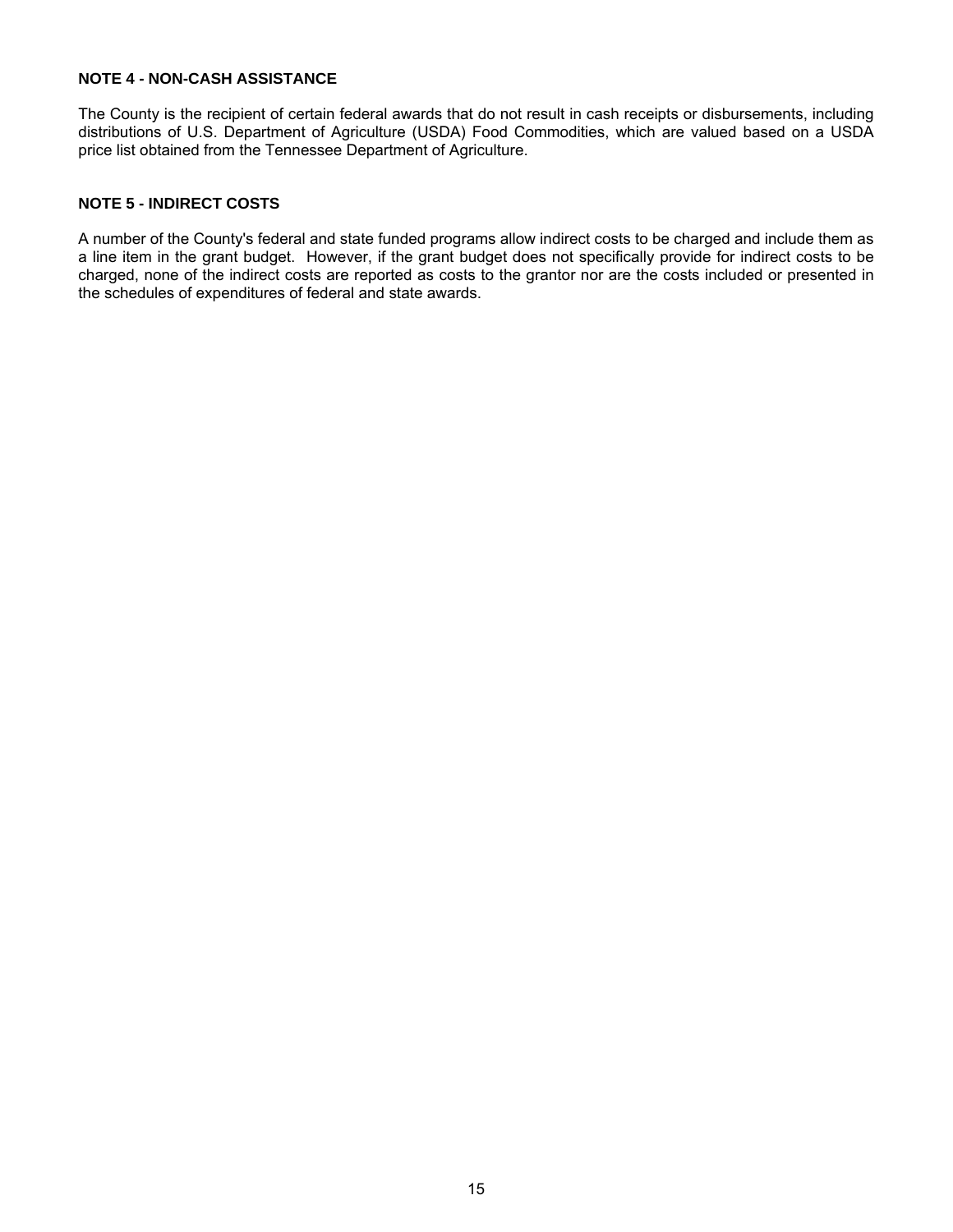**NOTE 4 - NON-CASH ASSISTANCE**

The County is the recipient of certain federal awards that do not result in cash receipts or disbursements, including distributions of U.S. Department of Agriculture (USDA) Food Commodities, which are valued based on a USDA price list obtained from the Tennessee Department of Agriculture.

**NOTE 5 - INDIRECT COSTS**

A number of the County's federal and state funded programs allow indirect costs to be charged and include them as a line item in the grant budget. However, if the grant budget does not specifically provide for indirect costs to be charged, none of the indirect costs are reported as costs to the grantor nor are the costs included or presented in the schedules of expenditures of federal and state awards.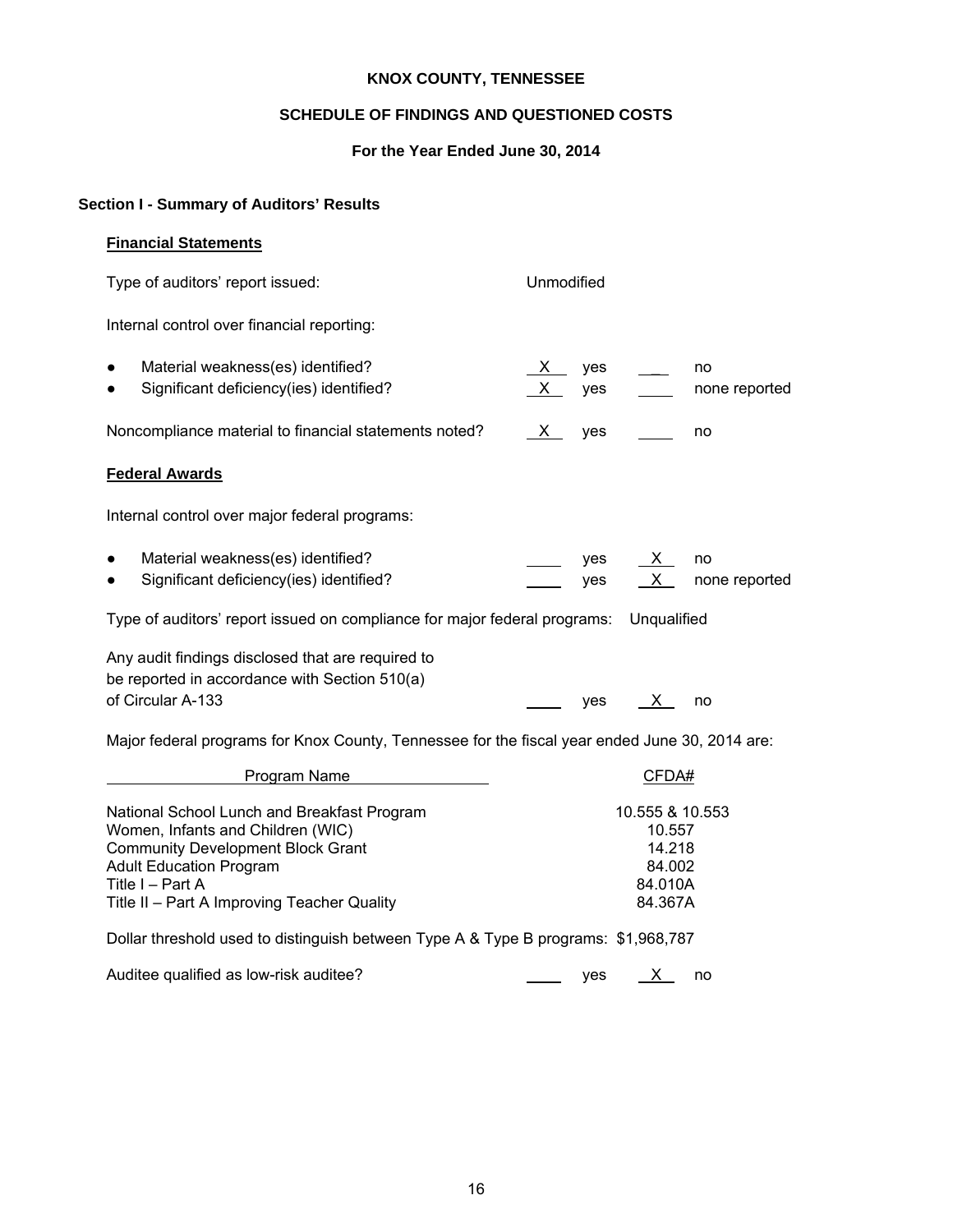# KNOX COUNTY, TENNESSEE

## SCHEDULE OF FINDINGS AND QUESTIONED COSTS

### For the Year Ended June 30, 2014

## Section I - Summary of Auditors' Results

### Financial Statements

Type of auditors' report issued: Unmodified

Internal control over financial reporting:

| | | | | |
|---|---|---|---|---|
| ● Material weakness(es) identified? | X | yes | ___ | no |
| ● Significant deficiency(ies) identified? | X | yes | ___ | none reported |
| Noncompliance material to financial statements noted? | X | yes | ___ | no |

### Federal Awards

Internal control over major federal programs:

| | | | | |
|---|---|---|---|---|
| ● Material weakness(es) identified? | ___ | yes | X | no |
| ● Significant deficiency(ies) identified? | ___ | yes | X | none reported |

Type of auditors' report issued on compliance for major federal programs: Unqualified

| | | | | |
|---|---|---|---|---|
| Any audit findings disclosed that are required to be reported in accordance with Section 510(a) of Circular A-133 | ___ | yes | X | no |

Major federal programs for Knox County, Tennessee for the fiscal year ended June 30, 2014 are:

| Program Name | CFDA# |
|---|---|
| National School Lunch and Breakfast Program | 10.555 & 10.553 |
| Women, Infants and Children (WIC) | 10.557 |
| Community Development Block Grant | 14.218 |
| Adult Education Program | 84.002 |
| Title I – Part A | 84.010A |
| Title II – Part A Improving Teacher Quality | 84.367A |

Dollar threshold used to distinguish between Type A & Type B programs: $1,968,787

| | | | | |
|---|---|---|---|---|
| Auditee qualified as low-risk auditee? | ___ | yes | X | no |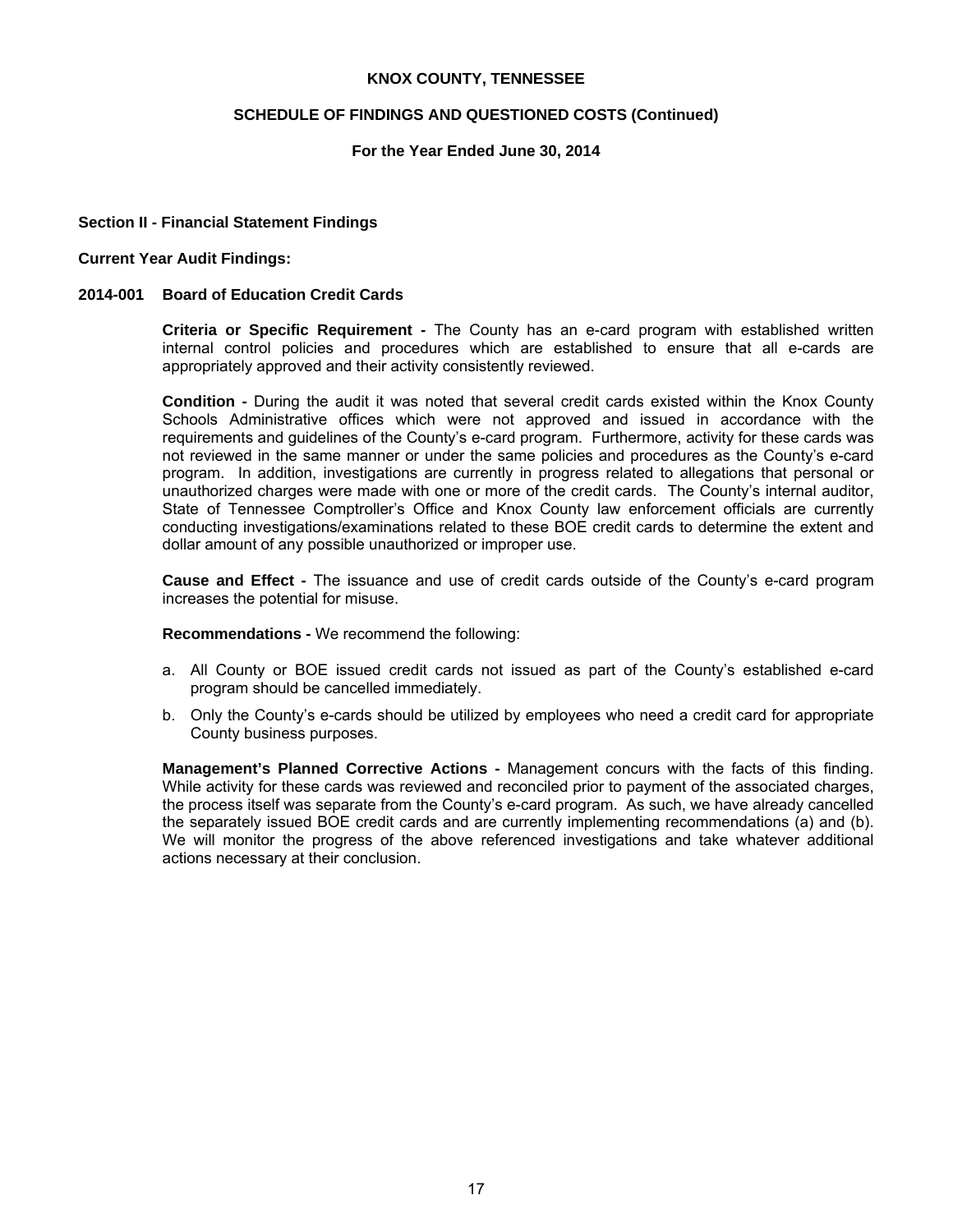# KNOX COUNTY, TENNESSEE

## SCHEDULE OF FINDINGS AND QUESTIONED COSTS (Continued)

### For the Year Ended June 30, 2014

**Section II - Financial Statement Findings**

**Current Year Audit Findings:**

**2014-001 Board of Education Credit Cards**

**Criteria or Specific Requirement -** The County has an e-card program with established written internal control policies and procedures which are established to ensure that all e-cards are appropriately approved and their activity consistently reviewed.

**Condition -** During the audit it was noted that several credit cards existed within the Knox County Schools Administrative offices which were not approved and issued in accordance with the requirements and guidelines of the County's e-card program. Furthermore, activity for these cards was not reviewed in the same manner or under the same policies and procedures as the County's e-card program. In addition, investigations are currently in progress related to allegations that personal or unauthorized charges were made with one or more of the credit cards. The County's internal auditor, State of Tennessee Comptroller's Office and Knox County law enforcement officials are currently conducting investigations/examinations related to these BOE credit cards to determine the extent and dollar amount of any possible unauthorized or improper use.

**Cause and Effect -** The issuance and use of credit cards outside of the County's e-card program increases the potential for misuse.

**Recommendations -** We recommend the following:

a. All County or BOE issued credit cards not issued as part of the County's established e-card program should be cancelled immediately.

b. Only the County's e-cards should be utilized by employees who need a credit card for appropriate County business purposes.

**Management's Planned Corrective Actions -** Management concurs with the facts of this finding. While activity for these cards was reviewed and reconciled prior to payment of the associated charges, the process itself was separate from the County's e-card program. As such, we have already cancelled the separately issued BOE credit cards and are currently implementing recommendations (a) and (b). We will monitor the progress of the above referenced investigations and take whatever additional actions necessary at their conclusion.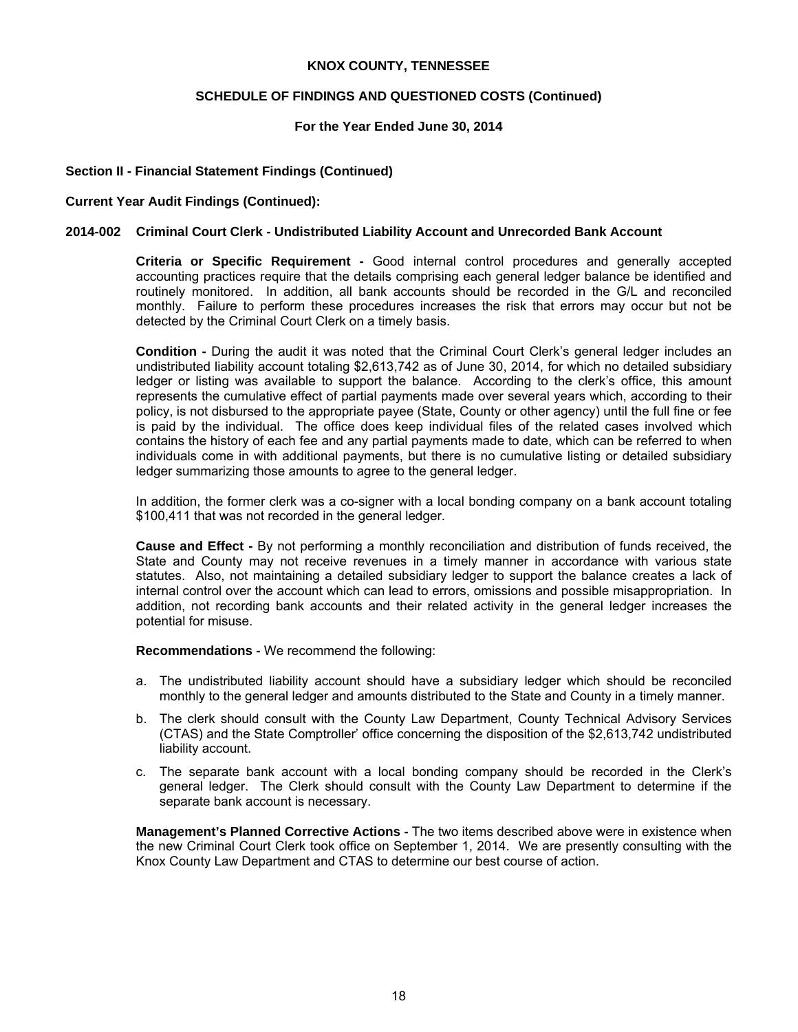# KNOX COUNTY, TENNESSEE

## SCHEDULE OF FINDINGS AND QUESTIONED COSTS (Continued)

### For the Year Ended June 30, 2014

**Section II - Financial Statement Findings (Continued)**

**Current Year Audit Findings (Continued):**

**2014-002 Criminal Court Clerk - Undistributed Liability Account and Unrecorded Bank Account**

**Criteria or Specific Requirement -** Good internal control procedures and generally accepted accounting practices require that the details comprising each general ledger balance be identified and routinely monitored. In addition, all bank accounts should be recorded in the G/L and reconciled monthly. Failure to perform these procedures increases the risk that errors may occur but not be detected by the Criminal Court Clerk on a timely basis.

**Condition -** During the audit it was noted that the Criminal Court Clerk's general ledger includes an undistributed liability account totaling $2,613,742 as of June 30, 2014, for which no detailed subsidiary ledger or listing was available to support the balance. According to the clerk's office, this amount represents the cumulative effect of partial payments made over several years which, according to their policy, is not disbursed to the appropriate payee (State, County or other agency) until the full fine or fee is paid by the individual. The office does keep individual files of the related cases involved which contains the history of each fee and any partial payments made to date, which can be referred to when individuals come in with additional payments, but there is no cumulative listing or detailed subsidiary ledger summarizing those amounts to agree to the general ledger.

In addition, the former clerk was a co-signer with a local bonding company on a bank account totaling $100,411 that was not recorded in the general ledger.

**Cause and Effect -** By not performing a monthly reconciliation and distribution of funds received, the State and County may not receive revenues in a timely manner in accordance with various state statutes. Also, not maintaining a detailed subsidiary ledger to support the balance creates a lack of internal control over the account which can lead to errors, omissions and possible misappropriation. In addition, not recording bank accounts and their related activity in the general ledger increases the potential for misuse.

**Recommendations -** We recommend the following:

a. The undistributed liability account should have a subsidiary ledger which should be reconciled monthly to the general ledger and amounts distributed to the State and County in a timely manner.

b. The clerk should consult with the County Law Department, County Technical Advisory Services (CTAS) and the State Comptroller' office concerning the disposition of the $2,613,742 undistributed liability account.

c. The separate bank account with a local bonding company should be recorded in the Clerk's general ledger. The Clerk should consult with the County Law Department to determine if the separate bank account is necessary.

**Management's Planned Corrective Actions -** The two items described above were in existence when the new Criminal Court Clerk took office on September 1, 2014. We are presently consulting with the Knox County Law Department and CTAS to determine our best course of action.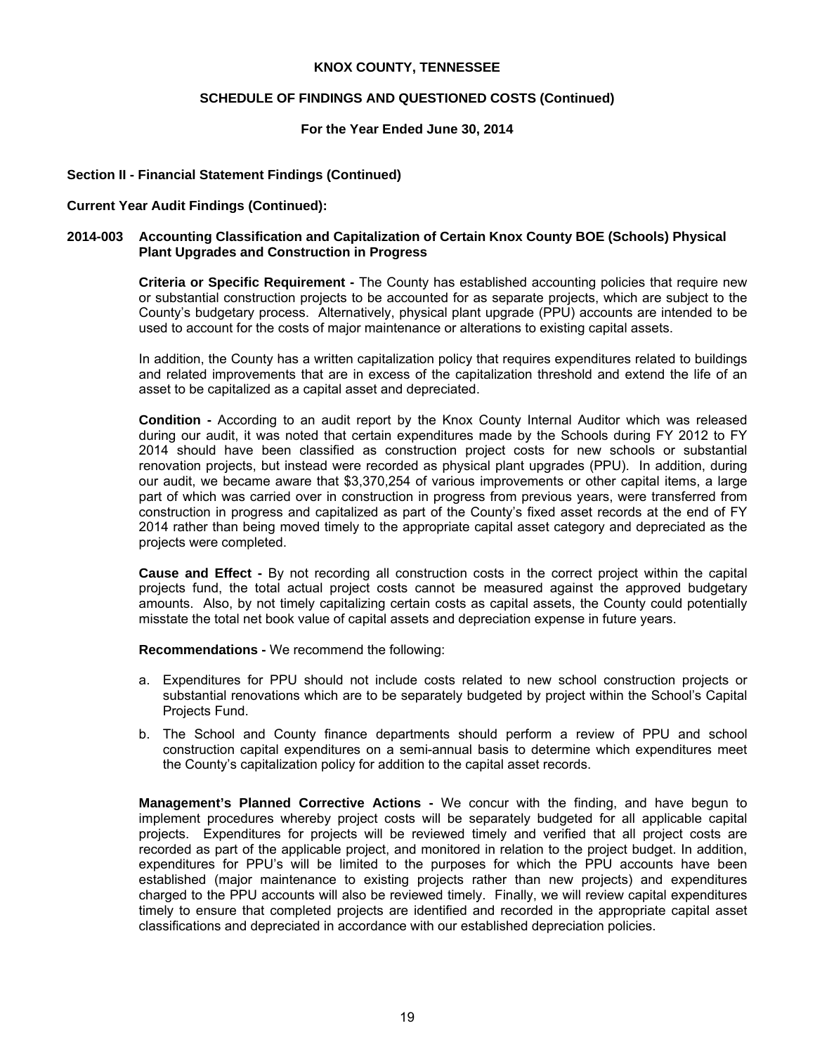**KNOX COUNTY, TENNESSEE**

**SCHEDULE OF FINDINGS AND QUESTIONED COSTS (Continued)**

**For the Year Ended June 30, 2014**

## Section II - Financial Statement Findings (Continued)

### Current Year Audit Findings (Continued):

### 2014-003 Accounting Classification and Capitalization of Certain Knox County BOE (Schools) Physical Plant Upgrades and Construction in Progress

**Criteria or Specific Requirement -** The County has established accounting policies that require new or substantial construction projects to be accounted for as separate projects, which are subject to the County's budgetary process. Alternatively, physical plant upgrade (PPU) accounts are intended to be used to account for the costs of major maintenance or alterations to existing capital assets.

In addition, the County has a written capitalization policy that requires expenditures related to buildings and related improvements that are in excess of the capitalization threshold and extend the life of an asset to be capitalized as a capital asset and depreciated.

**Condition -** According to an audit report by the Knox County Internal Auditor which was released during our audit, it was noted that certain expenditures made by the Schools during FY 2012 to FY 2014 should have been classified as construction project costs for new schools or substantial renovation projects, but instead were recorded as physical plant upgrades (PPU). In addition, during our audit, we became aware that $3,370,254 of various improvements or other capital items, a large part of which was carried over in construction in progress from previous years, were transferred from construction in progress and capitalized as part of the County's fixed asset records at the end of FY 2014 rather than being moved timely to the appropriate capital asset category and depreciated as the projects were completed.

**Cause and Effect -** By not recording all construction costs in the correct project within the capital projects fund, the total actual project costs cannot be measured against the approved budgetary amounts. Also, by not timely capitalizing certain costs as capital assets, the County could potentially misstate the total net book value of capital assets and depreciation expense in future years.

**Recommendations -** We recommend the following:

a. Expenditures for PPU should not include costs related to new school construction projects or substantial renovations which are to be separately budgeted by project within the School's Capital Projects Fund.

b. The School and County finance departments should perform a review of PPU and school construction capital expenditures on a semi-annual basis to determine which expenditures meet the County's capitalization policy for addition to the capital asset records.

**Management's Planned Corrective Actions -** We concur with the finding, and have begun to implement procedures whereby project costs will be separately budgeted for all applicable capital projects. Expenditures for projects will be reviewed timely and verified that all project costs are recorded as part of the applicable project, and monitored in relation to the project budget. In addition, expenditures for PPU's will be limited to the purposes for which the PPU accounts have been established (major maintenance to existing projects rather than new projects) and expenditures charged to the PPU accounts will also be reviewed timely. Finally, we will review capital expenditures timely to ensure that completed projects are identified and recorded in the appropriate capital asset classifications and depreciated in accordance with our established depreciation policies.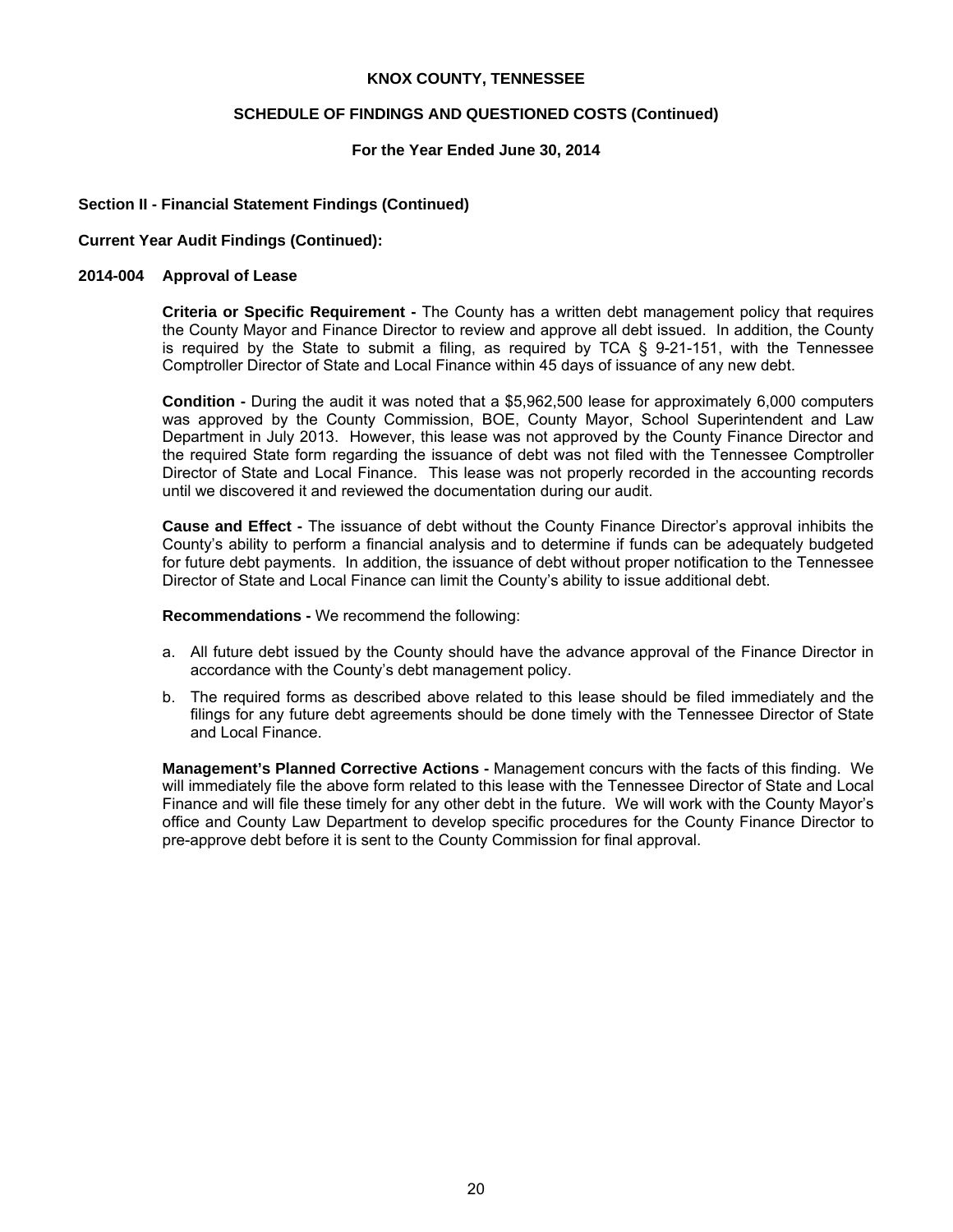**KNOX COUNTY, TENNESSEE**

**SCHEDULE OF FINDINGS AND QUESTIONED COSTS (Continued)**

**For the Year Ended June 30, 2014**

**Section II - Financial Statement Findings (Continued)**

**Current Year Audit Findings (Continued):**

**2014-004 Approval of Lease**

**Criteria or Specific Requirement -** The County has a written debt management policy that requires the County Mayor and Finance Director to review and approve all debt issued. In addition, the County is required by the State to submit a filing, as required by TCA § 9-21-151, with the Tennessee Comptroller Director of State and Local Finance within 45 days of issuance of any new debt.

**Condition -** During the audit it was noted that a $5,962,500 lease for approximately 6,000 computers was approved by the County Commission, BOE, County Mayor, School Superintendent and Law Department in July 2013. However, this lease was not approved by the County Finance Director and the required State form regarding the issuance of debt was not filed with the Tennessee Comptroller Director of State and Local Finance. This lease was not properly recorded in the accounting records until we discovered it and reviewed the documentation during our audit.

**Cause and Effect -** The issuance of debt without the County Finance Director's approval inhibits the County's ability to perform a financial analysis and to determine if funds can be adequately budgeted for future debt payments. In addition, the issuance of debt without proper notification to the Tennessee Director of State and Local Finance can limit the County's ability to issue additional debt.

**Recommendations -** We recommend the following:

a. All future debt issued by the County should have the advance approval of the Finance Director in accordance with the County's debt management policy.

b. The required forms as described above related to this lease should be filed immediately and the filings for any future debt agreements should be done timely with the Tennessee Director of State and Local Finance.

**Management's Planned Corrective Actions -** Management concurs with the facts of this finding. We will immediately file the above form related to this lease with the Tennessee Director of State and Local Finance and will file these timely for any other debt in the future. We will work with the County Mayor's office and County Law Department to develop specific procedures for the County Finance Director to pre-approve debt before it is sent to the County Commission for final approval.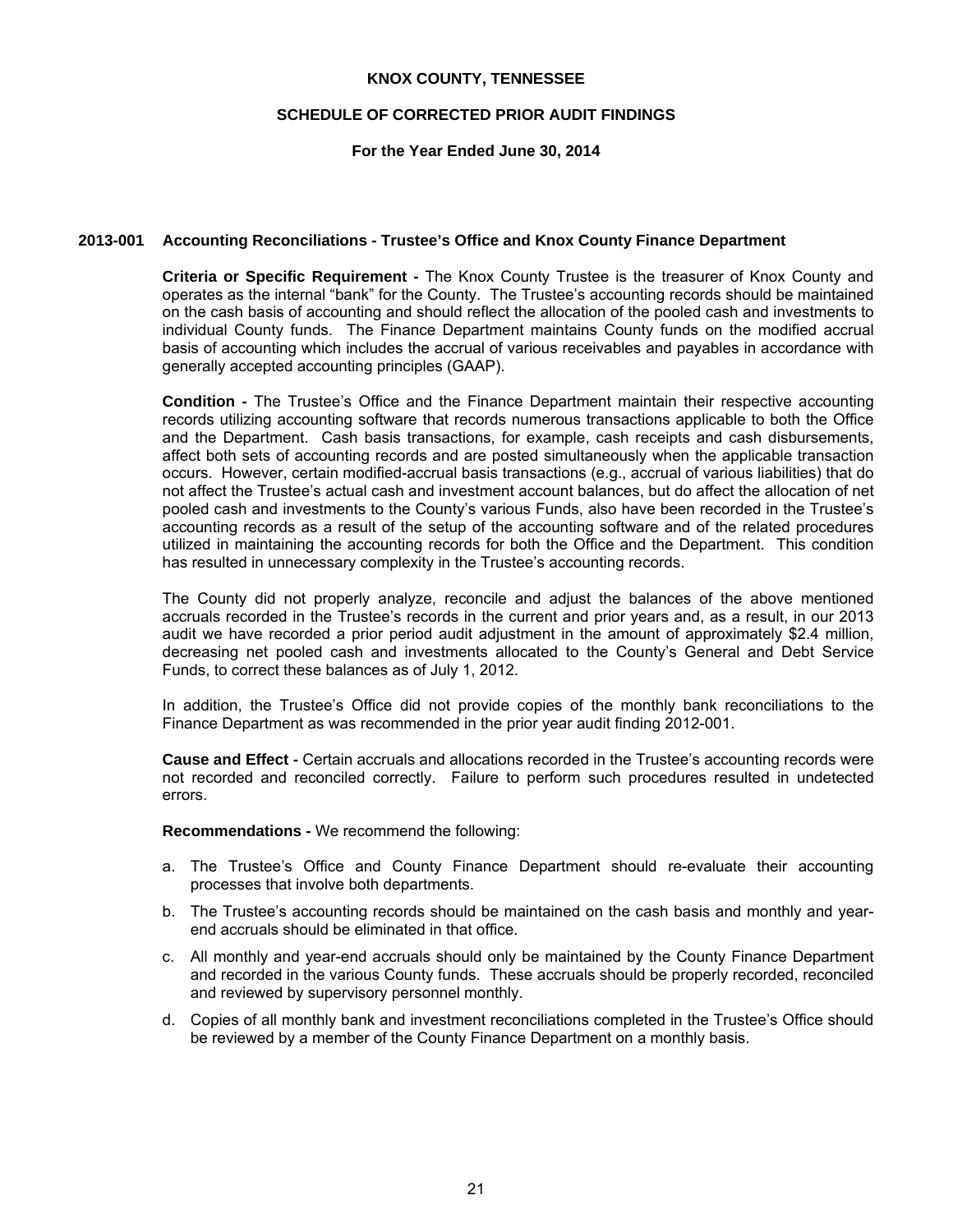# KNOX COUNTY, TENNESSEE

## SCHEDULE OF CORRECTED PRIOR AUDIT FINDINGS

### For the Year Ended June 30, 2014

### 2013-001 Accounting Reconciliations - Trustee's Office and Knox County Finance Department

**Criteria or Specific Requirement -** The Knox County Trustee is the treasurer of Knox County and operates as the internal "bank" for the County. The Trustee's accounting records should be maintained on the cash basis of accounting and should reflect the allocation of the pooled cash and investments to individual County funds. The Finance Department maintains County funds on the modified accrual basis of accounting which includes the accrual of various receivables and payables in accordance with generally accepted accounting principles (GAAP).

**Condition -** The Trustee's Office and the Finance Department maintain their respective accounting records utilizing accounting software that records numerous transactions applicable to both the Office and the Department. Cash basis transactions, for example, cash receipts and cash disbursements, affect both sets of accounting records and are posted simultaneously when the applicable transaction occurs. However, certain modified-accrual basis transactions (e.g., accrual of various liabilities) that do not affect the Trustee's actual cash and investment account balances, but do affect the allocation of net pooled cash and investments to the County's various Funds, also have been recorded in the Trustee's accounting records as a result of the setup of the accounting software and of the related procedures utilized in maintaining the accounting records for both the Office and the Department. This condition has resulted in unnecessary complexity in the Trustee's accounting records.

The County did not properly analyze, reconcile and adjust the balances of the above mentioned accruals recorded in the Trustee's records in the current and prior years and, as a result, in our 2013 audit we have recorded a prior period audit adjustment in the amount of approximately $2.4 million, decreasing net pooled cash and investments allocated to the County's General and Debt Service Funds, to correct these balances as of July 1, 2012.

In addition, the Trustee's Office did not provide copies of the monthly bank reconciliations to the Finance Department as was recommended in the prior year audit finding 2012-001.

**Cause and Effect -** Certain accruals and allocations recorded in the Trustee's accounting records were not recorded and reconciled correctly. Failure to perform such procedures resulted in undetected errors.

**Recommendations -** We recommend the following:

a. The Trustee's Office and County Finance Department should re-evaluate their accounting processes that involve both departments.

b. The Trustee's accounting records should be maintained on the cash basis and monthly and year-end accruals should be eliminated in that office.

c. All monthly and year-end accruals should only be maintained by the County Finance Department and recorded in the various County funds. These accruals should be properly recorded, reconciled and reviewed by supervisory personnel monthly.

d. Copies of all monthly bank and investment reconciliations completed in the Trustee's Office should be reviewed by a member of the County Finance Department on a monthly basis.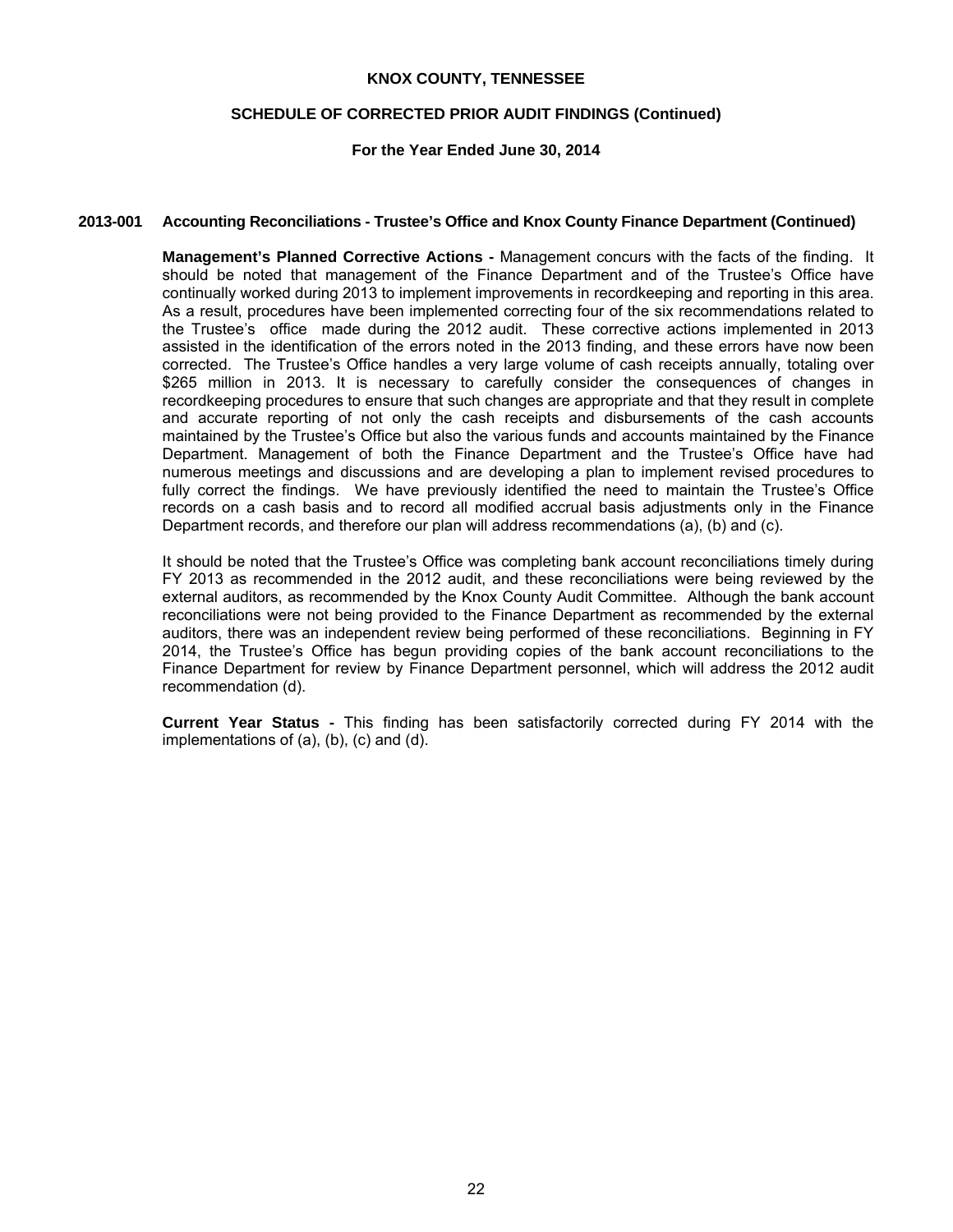**KNOX COUNTY, TENNESSEE**

**SCHEDULE OF CORRECTED PRIOR AUDIT FINDINGS (Continued)**

**For the Year Ended June 30, 2014**

**2013-001 Accounting Reconciliations - Trustee's Office and Knox County Finance Department (Continued)**

**Management's Planned Corrective Actions -** Management concurs with the facts of the finding. It should be noted that management of the Finance Department and of the Trustee's Office have continually worked during 2013 to implement improvements in recordkeeping and reporting in this area. As a result, procedures have been implemented correcting four of the six recommendations related to the Trustee's office made during the 2012 audit. These corrective actions implemented in 2013 assisted in the identification of the errors noted in the 2013 finding, and these errors have now been corrected. The Trustee's Office handles a very large volume of cash receipts annually, totaling over $265 million in 2013. It is necessary to carefully consider the consequences of changes in recordkeeping procedures to ensure that such changes are appropriate and that they result in complete and accurate reporting of not only the cash receipts and disbursements of the cash accounts maintained by the Trustee's Office but also the various funds and accounts maintained by the Finance Department. Management of both the Finance Department and the Trustee's Office have had numerous meetings and discussions and are developing a plan to implement revised procedures to fully correct the findings. We have previously identified the need to maintain the Trustee's Office records on a cash basis and to record all modified accrual basis adjustments only in the Finance Department records, and therefore our plan will address recommendations (a), (b) and (c).

It should be noted that the Trustee's Office was completing bank account reconciliations timely during FY 2013 as recommended in the 2012 audit, and these reconciliations were being reviewed by the external auditors, as recommended by the Knox County Audit Committee. Although the bank account reconciliations were not being provided to the Finance Department as recommended by the external auditors, there was an independent review being performed of these reconciliations. Beginning in FY 2014, the Trustee's Office has begun providing copies of the bank account reconciliations to the Finance Department for review by Finance Department personnel, which will address the 2012 audit recommendation (d).

**Current Year Status -** This finding has been satisfactorily corrected during FY 2014 with the implementations of (a), (b), (c) and (d).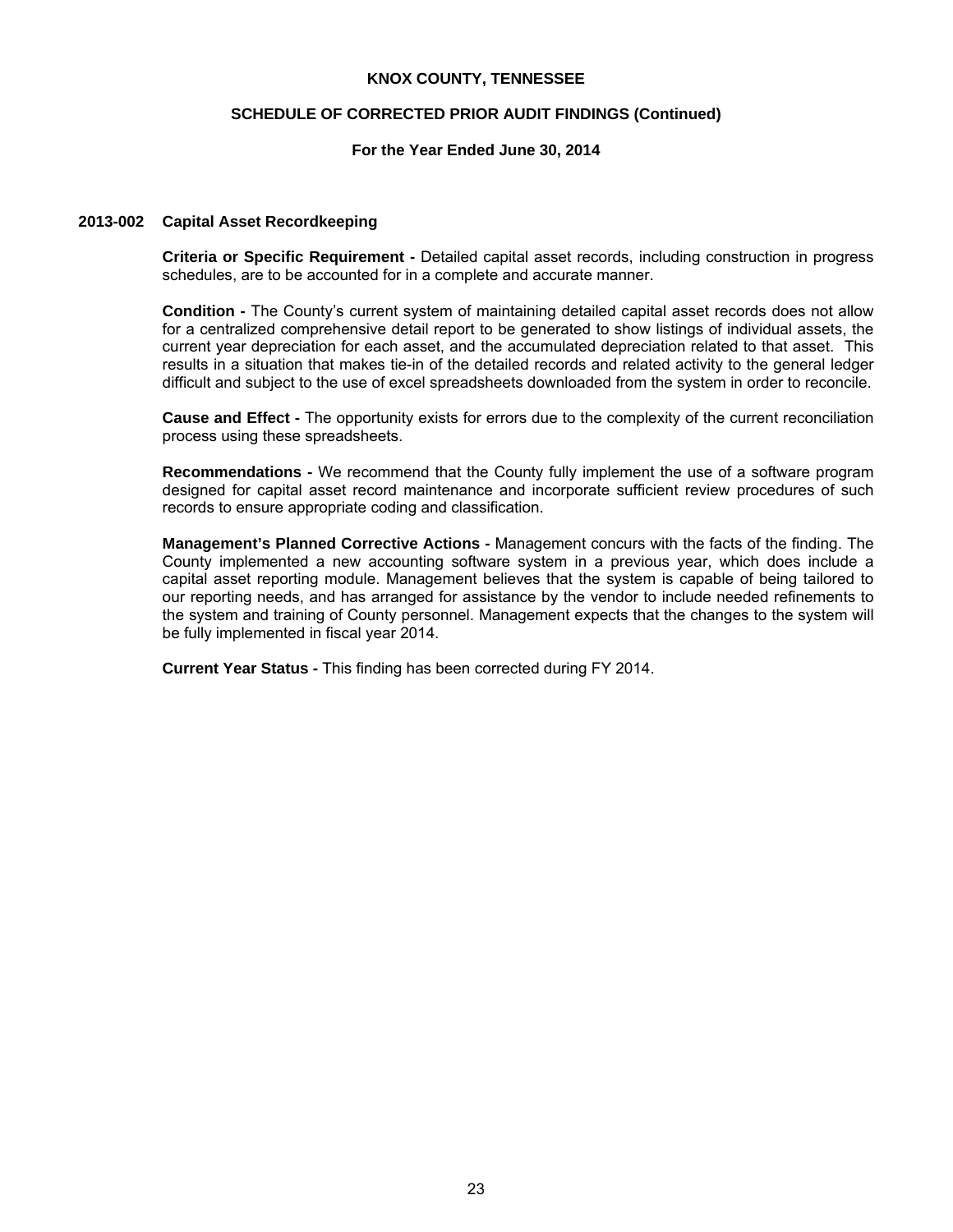## 2013-002 Capital Asset Recordkeeping

**Criteria or Specific Requirement -** Detailed capital asset records, including construction in progress schedules, are to be accounted for in a complete and accurate manner.

**Condition -** The County's current system of maintaining detailed capital asset records does not allow for a centralized comprehensive detail report to be generated to show listings of individual assets, the current year depreciation for each asset, and the accumulated depreciation related to that asset. This results in a situation that makes tie-in of the detailed records and related activity to the general ledger difficult and subject to the use of excel spreadsheets downloaded from the system in order to reconcile.

**Cause and Effect -** The opportunity exists for errors due to the complexity of the current reconciliation process using these spreadsheets.

**Recommendations -** We recommend that the County fully implement the use of a software program designed for capital asset record maintenance and incorporate sufficient review procedures of such records to ensure appropriate coding and classification.

**Management's Planned Corrective Actions -** Management concurs with the facts of the finding. The County implemented a new accounting software system in a previous year, which does include a capital asset reporting module. Management believes that the system is capable of being tailored to our reporting needs, and has arranged for assistance by the vendor to include needed refinements to the system and training of County personnel. Management expects that the changes to the system will be fully implemented in fiscal year 2014.

**Current Year Status -** This finding has been corrected during FY 2014.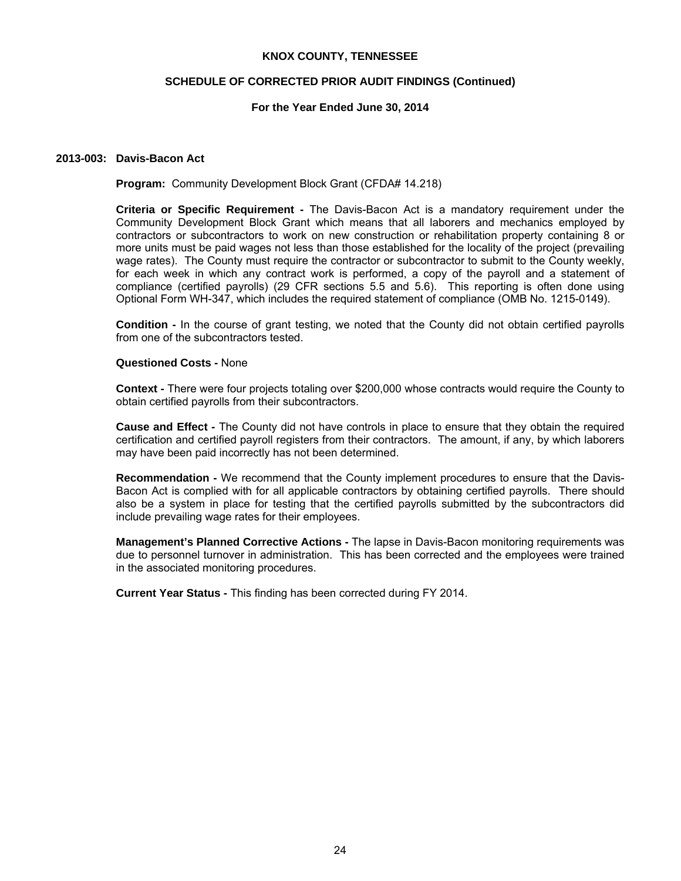**KNOX COUNTY, TENNESSEE**

**SCHEDULE OF CORRECTED PRIOR AUDIT FINDINGS (Continued)**

**For the Year Ended June 30, 2014**

**2013-003: Davis-Bacon Act**

**Program:** Community Development Block Grant (CFDA# 14.218)

**Criteria or Specific Requirement -** The Davis-Bacon Act is a mandatory requirement under the Community Development Block Grant which means that all laborers and mechanics employed by contractors or subcontractors to work on new construction or rehabilitation property containing 8 or more units must be paid wages not less than those established for the locality of the project (prevailing wage rates). The County must require the contractor or subcontractor to submit to the County weekly, for each week in which any contract work is performed, a copy of the payroll and a statement of compliance (certified payrolls) (29 CFR sections 5.5 and 5.6). This reporting is often done using Optional Form WH-347, which includes the required statement of compliance (OMB No. 1215-0149).

**Condition -** In the course of grant testing, we noted that the County did not obtain certified payrolls from one of the subcontractors tested.

**Questioned Costs -** None

**Context -** There were four projects totaling over $200,000 whose contracts would require the County to obtain certified payrolls from their subcontractors.

**Cause and Effect -** The County did not have controls in place to ensure that they obtain the required certification and certified payroll registers from their contractors. The amount, if any, by which laborers may have been paid incorrectly has not been determined.

**Recommendation -** We recommend that the County implement procedures to ensure that the Davis-Bacon Act is complied with for all applicable contractors by obtaining certified payrolls. There should also be a system in place for testing that the certified payrolls submitted by the subcontractors did include prevailing wage rates for their employees.

**Management's Planned Corrective Actions -** The lapse in Davis-Bacon monitoring requirements was due to personnel turnover in administration. This has been corrected and the employees were trained in the associated monitoring procedures.

**Current Year Status -** This finding has been corrected during FY 2014.